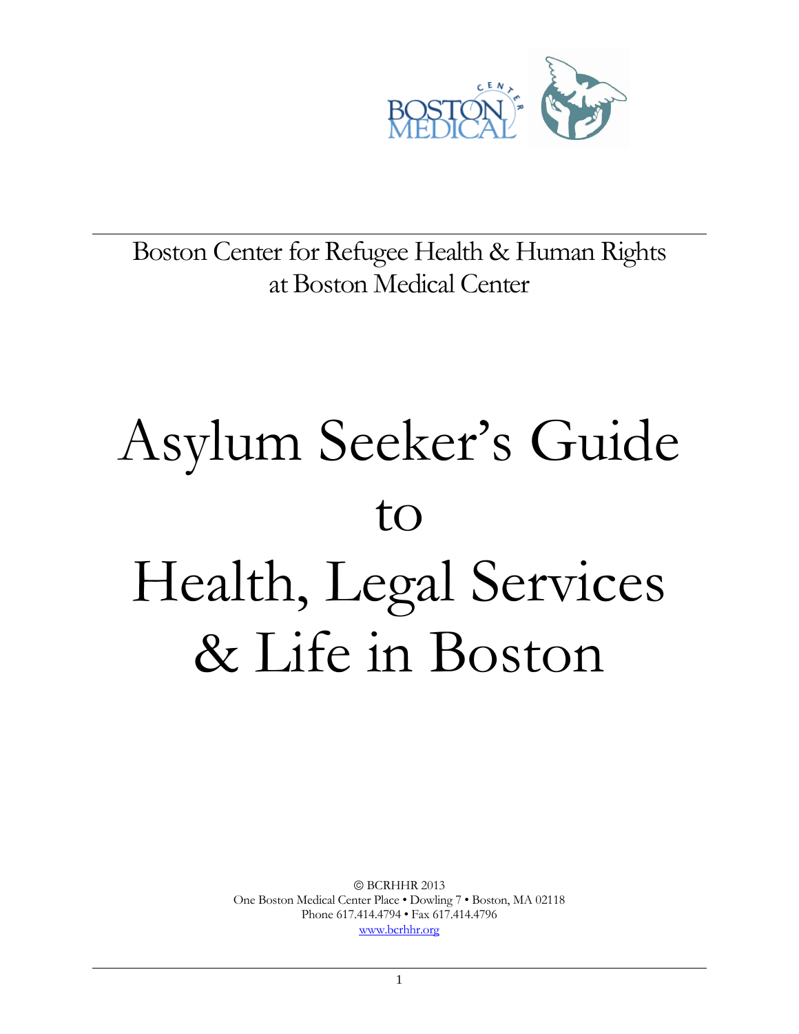Boston Center for Refugee Health & Human Rights
at Boston Medical Center

# Asylum Seeker's Guide to Health, Legal Services & Life in Boston

© BCRHHR 2013
One Boston Medical Center Place • Dowling 7 • Boston, MA 02118
Phone 617.414.4794 • Fax 617.414.4796
www.bcrhhr.org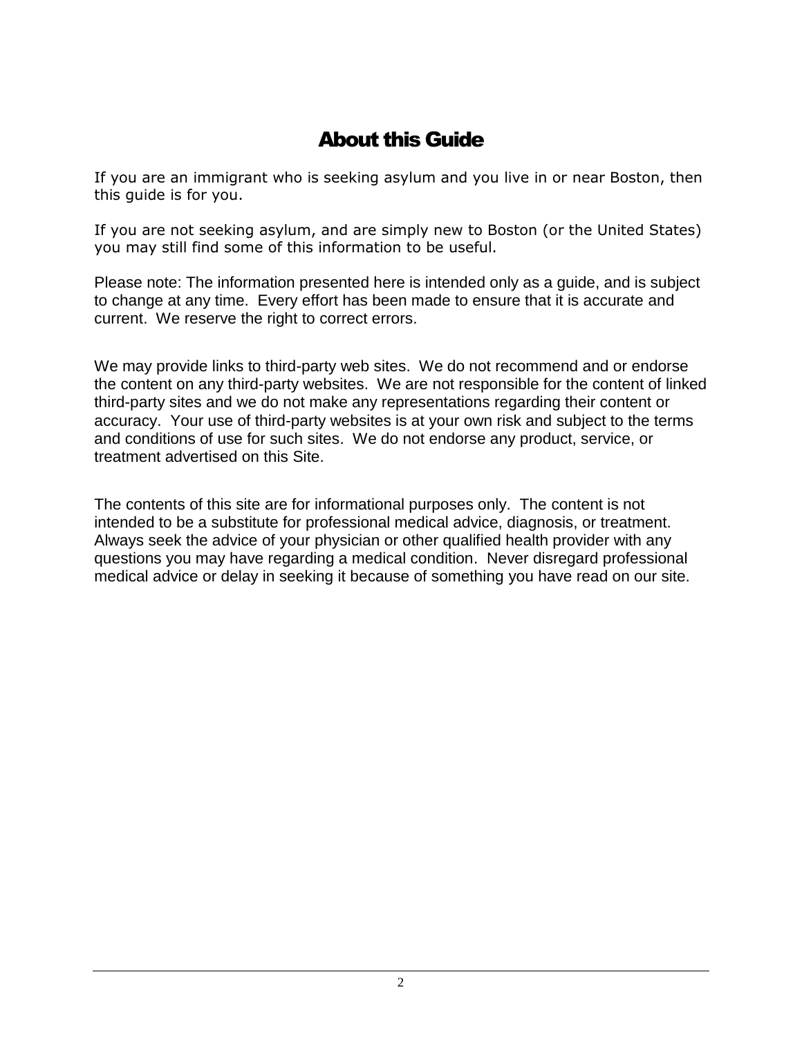# About this Guide

If you are an immigrant who is seeking asylum and you live in or near Boston, then this guide is for you.

If you are not seeking asylum, and are simply new to Boston (or the United States) you may still find some of this information to be useful.

Please note: The information presented here is intended only as a guide, and is subject to change at any time. Every effort has been made to ensure that it is accurate and current. We reserve the right to correct errors.

We may provide links to third-party web sites. We do not recommend and or endorse the content on any third-party websites. We are not responsible for the content of linked third-party sites and we do not make any representations regarding their content or accuracy. Your use of third-party websites is at your own risk and subject to the terms and conditions of use for such sites. We do not endorse any product, service, or treatment advertised on this Site.

The contents of this site are for informational purposes only. The content is not intended to be a substitute for professional medical advice, diagnosis, or treatment. Always seek the advice of your physician or other qualified health provider with any questions you may have regarding a medical condition. Never disregard professional medical advice or delay in seeking it because of something you have read on our site.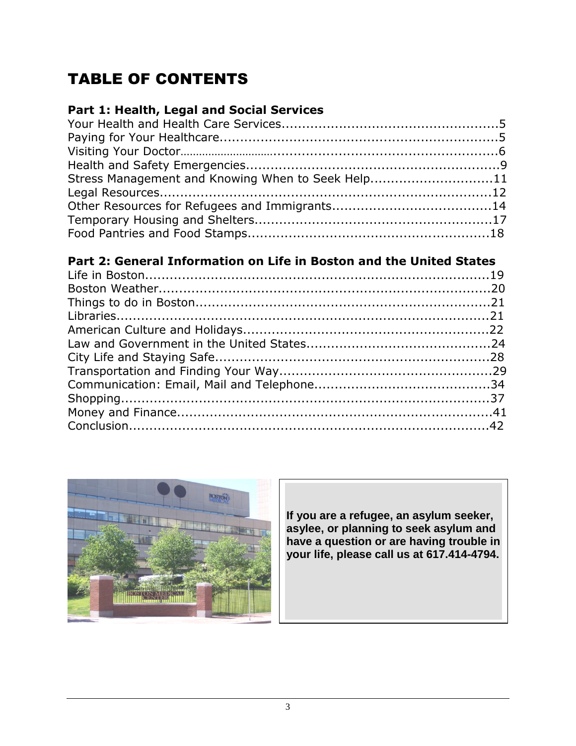# TABLE OF CONTENTS

### Part 1: Health, Legal and Social Services

Your Health and Health Care Services....................................................5
Paying for Your Healthcare....................................................................5
Visiting Your Doctor..............................................................................6
Health and Safety Emergencies..............................................................9
Stress Management and Knowing When to Seek Help.............................11
Legal Resources..................................................................................12
Other Resources for Refugees and Immigrants.......................................14
Temporary Housing and Shelters..........................................................17
Food Pantries and Food Stamps...........................................................18

### Part 2: General Information on Life in Boston and the United States

Life in Boston.....................................................................................19
Boston Weather..................................................................................20
Things to do in Boston........................................................................21
Libraries.............................................................................................21
American Culture and Holidays............................................................22
Law and Government in the United States.............................................24
City Life and Staying Safe...................................................................28
Transportation and Finding Your Way....................................................29
Communication: Email, Mail and Telephone...........................................34
Shopping............................................................................................37
Money and Finance.............................................................................41
Conclusion.........................................................................................42

**If you are a refugee, an asylum seeker, asylee, or planning to seek asylum and have a question or are having trouble in your life, please call us at 617.414-4794.**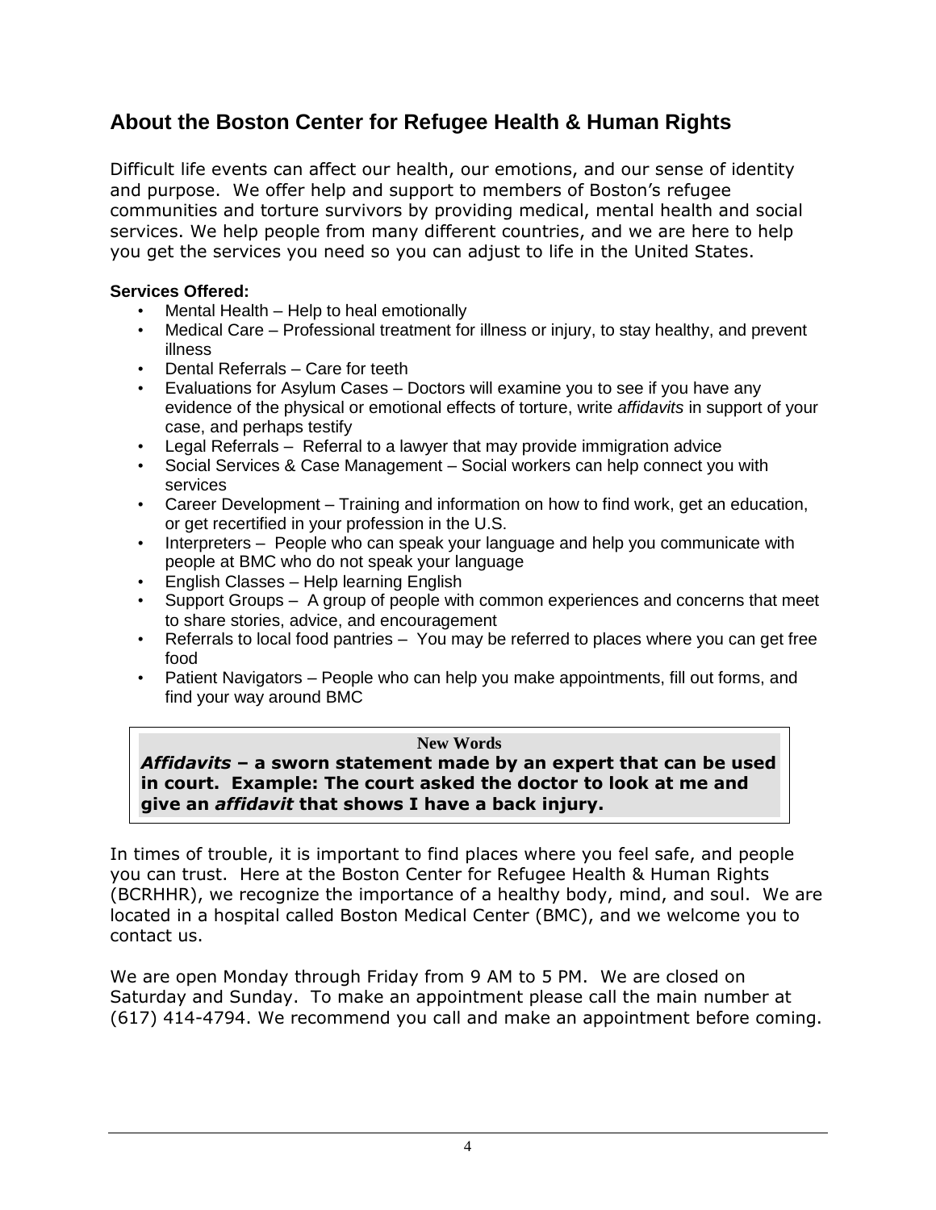## About the Boston Center for Refugee Health & Human Rights

Difficult life events can affect our health, our emotions, and our sense of identity and purpose. We offer help and support to members of Boston's refugee communities and torture survivors by providing medical, mental health and social services. We help people from many different countries, and we are here to help you get the services you need so you can adjust to life in the United States.

**Services Offered:**

- Mental Health – Help to heal emotionally
- Medical Care – Professional treatment for illness or injury, to stay healthy, and prevent illness
- Dental Referrals – Care for teeth
- Evaluations for Asylum Cases – Doctors will examine you to see if you have any evidence of the physical or emotional effects of torture, write *affidavits* in support of your case, and perhaps testify
- Legal Referrals – Referral to a lawyer that may provide immigration advice
- Social Services & Case Management – Social workers can help connect you with services
- Career Development – Training and information on how to find work, get an education, or get recertified in your profession in the U.S.
- Interpreters – People who can speak your language and help you communicate with people at BMC who do not speak your language
- English Classes – Help learning English
- Support Groups – A group of people with common experiences and concerns that meet to share stories, advice, and encouragement
- Referrals to local food pantries – You may be referred to places where you can get free food
- Patient Navigators – People who can help you make appointments, fill out forms, and find your way around BMC

> **New Words**
>
> ***Affidavits* – a sworn statement made by an expert that can be used in court. Example: The court asked the doctor to look at me and give an *affidavit* that shows I have a back injury.**

In times of trouble, it is important to find places where you feel safe, and people you can trust. Here at the Boston Center for Refugee Health & Human Rights (BCRHHR), we recognize the importance of a healthy body, mind, and soul. We are located in a hospital called Boston Medical Center (BMC), and we welcome you to contact us.

We are open Monday through Friday from 9 AM to 5 PM. We are closed on Saturday and Sunday. To make an appointment please call the main number at (617) 414-4794. We recommend you call and make an appointment before coming.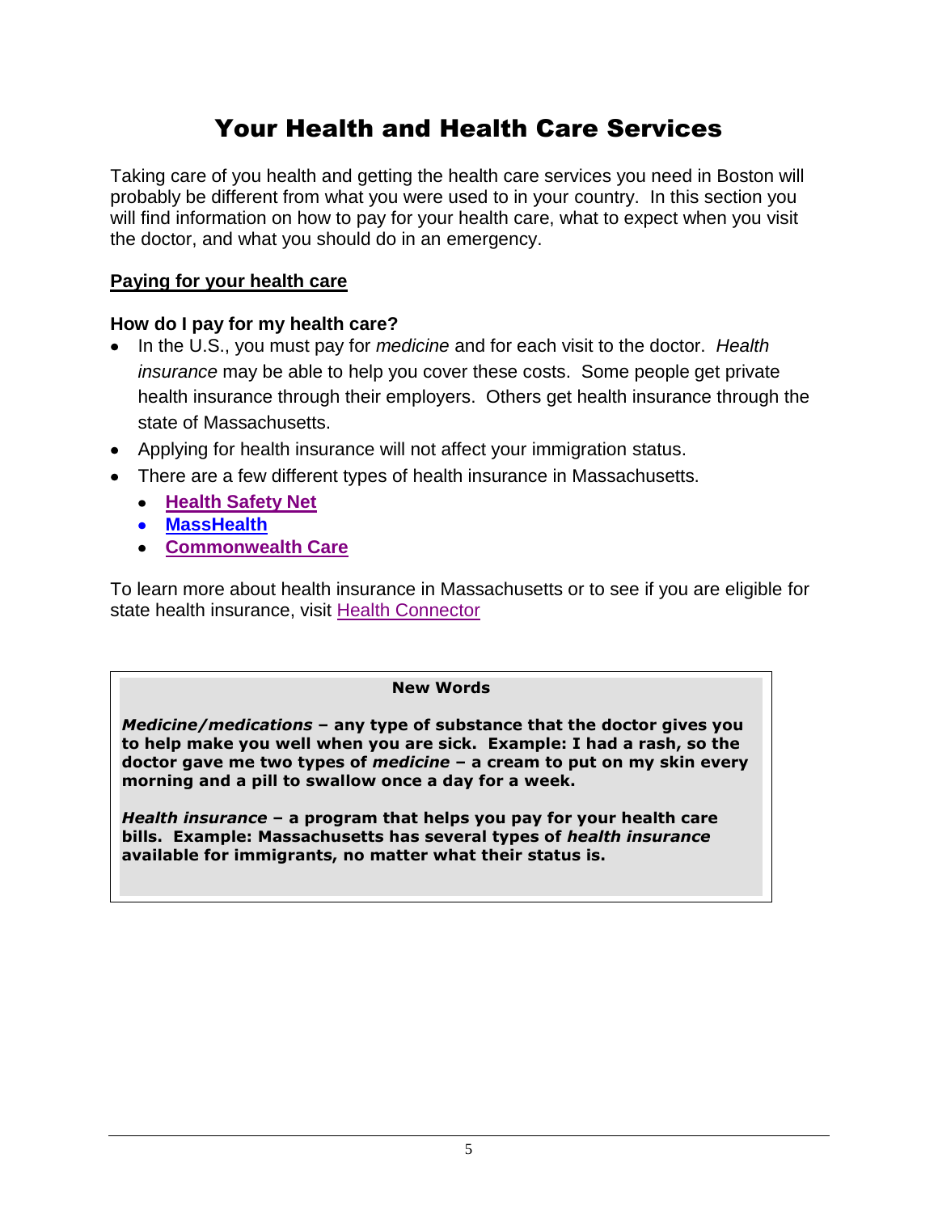# Your Health and Health Care Services

Taking care of you health and getting the health care services you need in Boston will probably be different from what you were used to in your country. In this section you will find information on how to pay for your health care, what to expect when you visit the doctor, and what you should do in an emergency.

## Paying for your health care

### How do I pay for my health care?

- In the U.S., you must pay for *medicine* and for each visit to the doctor. *Health insurance* may be able to help you cover these costs. Some people get private health insurance through their employers. Others get health insurance through the state of Massachusetts.
- Applying for health insurance will not affect your immigration status.
- There are a few different types of health insurance in Massachusetts.
  - **Health Safety Net**
  - **MassHealth**
  - **Commonwealth Care**

To learn more about health insurance in Massachusetts or to see if you are eligible for state health insurance, visit Health Connector

---

**New Words**

***Medicine/medications* – any type of substance that the doctor gives you to help make you well when you are sick. Example: I had a rash, so the doctor gave me two types of *medicine* – a cream to put on my skin every morning and a pill to swallow once a day for a week.**

***Health insurance* – a program that helps you pay for your health care bills. Example: Massachusetts has several types of *health insurance* available for immigrants, no matter what their status is.**

---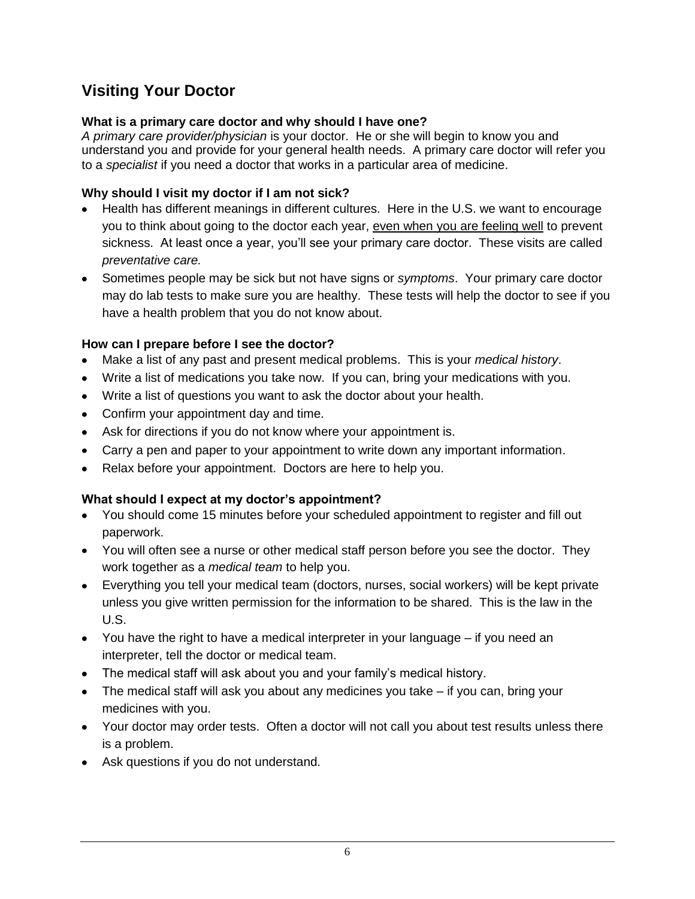## Visiting Your Doctor

**What is a primary care doctor and why should I have one?**
*A primary care provider/physician* is your doctor. He or she will begin to know you and understand you and provide for your general health needs. A primary care doctor will refer you to a *specialist* if you need a doctor that works in a particular area of medicine.

**Why should I visit my doctor if I am not sick?**

- Health has different meanings in different cultures. Here in the U.S. we want to encourage you to think about going to the doctor each year, <u>even when you are feeling well</u> to prevent sickness. At least once a year, you'll see your primary care doctor. These visits are called *preventative care.*
- Sometimes people may be sick but not have signs or *symptoms*. Your primary care doctor may do lab tests to make sure you are healthy. These tests will help the doctor to see if you have a health problem that you do not know about.

**How can I prepare before I see the doctor?**

- Make a list of any past and present medical problems. This is your *medical history*.
- Write a list of medications you take now. If you can, bring your medications with you.
- Write a list of questions you want to ask the doctor about your health.
- Confirm your appointment day and time.
- Ask for directions if you do not know where your appointment is.
- Carry a pen and paper to your appointment to write down any important information.
- Relax before your appointment. Doctors are here to help you.

**What should I expect at my doctor's appointment?**

- You should come 15 minutes before your scheduled appointment to register and fill out paperwork.
- You will often see a nurse or other medical staff person before you see the doctor. They work together as a *medical team* to help you.
- Everything you tell your medical team (doctors, nurses, social workers) will be kept private unless you give written permission for the information to be shared. This is the law in the U.S.
- You have the right to have a medical interpreter in your language – if you need an interpreter, tell the doctor or medical team.
- The medical staff will ask about you and your family's medical history.
- The medical staff will ask you about any medicines you take – if you can, bring your medicines with you.
- Your doctor may order tests. Often a doctor will not call you about test results unless there is a problem.
- Ask questions if you do not understand.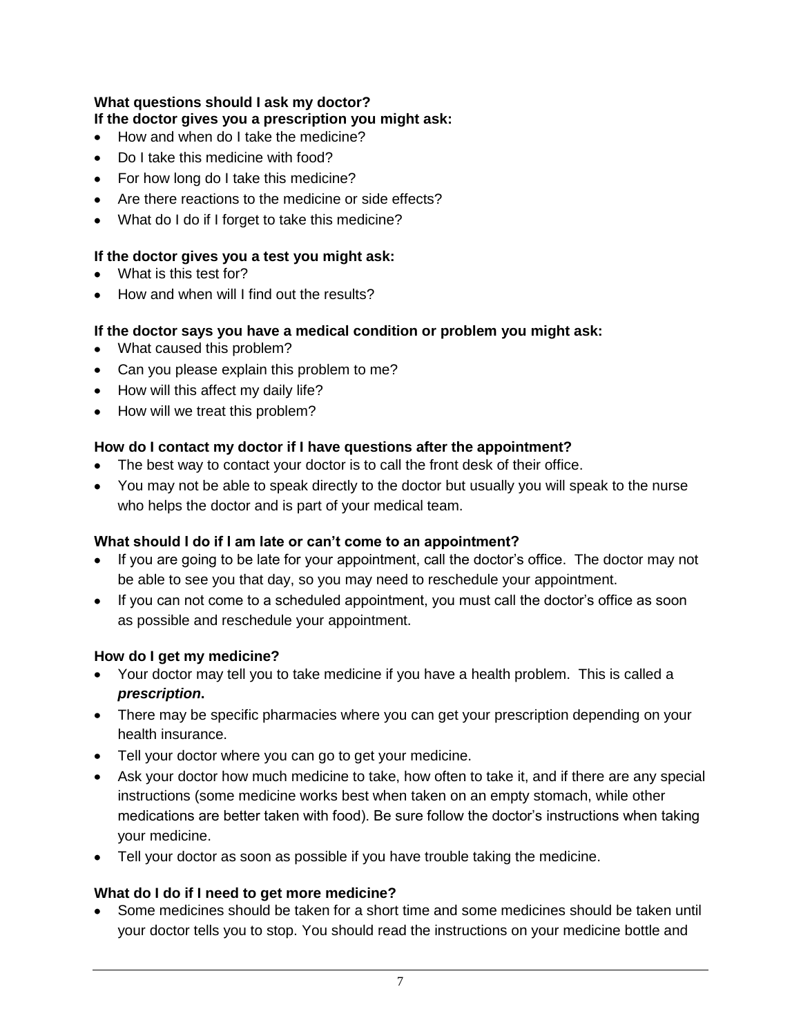### What questions should I ask my doctor?

**If the doctor gives you a prescription you might ask:**

- How and when do I take the medicine?
- Do I take this medicine with food?
- For how long do I take this medicine?
- Are there reactions to the medicine or side effects?
- What do I do if I forget to take this medicine?

**If the doctor gives you a test you might ask:**

- What is this test for?
- How and when will I find out the results?

**If the doctor says you have a medical condition or problem you might ask:**

- What caused this problem?
- Can you please explain this problem to me?
- How will this affect my daily life?
- How will we treat this problem?

### How do I contact my doctor if I have questions after the appointment?

- The best way to contact your doctor is to call the front desk of their office.
- You may not be able to speak directly to the doctor but usually you will speak to the nurse who helps the doctor and is part of your medical team.

### What should I do if I am late or can't come to an appointment?

- If you are going to be late for your appointment, call the doctor's office. The doctor may not be able to see you that day, so you may need to reschedule your appointment.
- If you can not come to a scheduled appointment, you must call the doctor's office as soon as possible and reschedule your appointment.

### How do I get my medicine?

- Your doctor may tell you to take medicine if you have a health problem. This is called a ***prescription*.**
- There may be specific pharmacies where you can get your prescription depending on your health insurance.
- Tell your doctor where you can go to get your medicine.
- Ask your doctor how much medicine to take, how often to take it, and if there are any special instructions (some medicine works best when taken on an empty stomach, while other medications are better taken with food). Be sure follow the doctor's instructions when taking your medicine.
- Tell your doctor as soon as possible if you have trouble taking the medicine.

### What do I do if I need to get more medicine?

- Some medicines should be taken for a short time and some medicines should be taken until your doctor tells you to stop. You should read the instructions on your medicine bottle and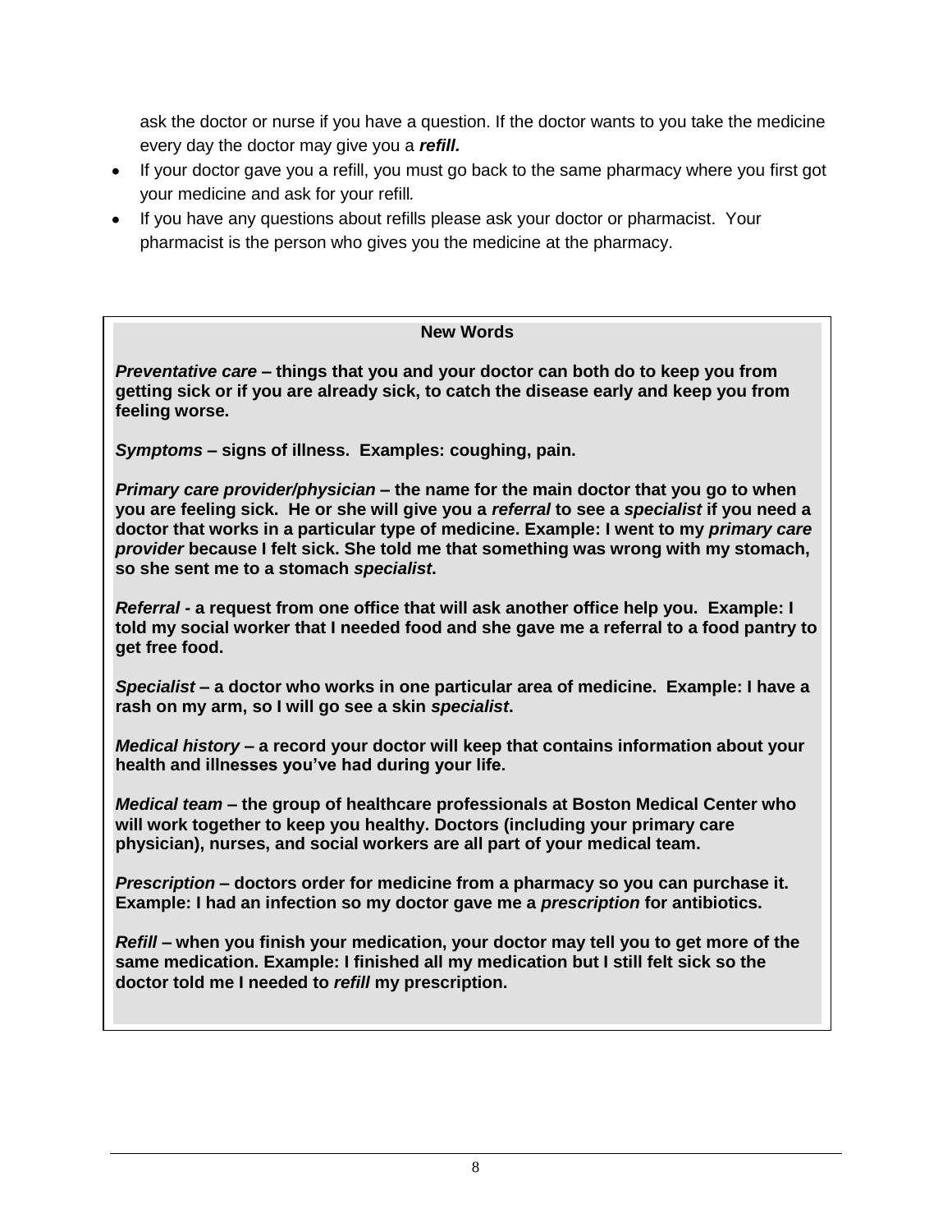ask the doctor or nurse if you have a question. If the doctor wants to you take the medicine every day the doctor may give you a ***refill.***

- If your doctor gave you a refill, you must go back to the same pharmacy where you first got your medicine and ask for your refill.
- If you have any questions about refills please ask your doctor or pharmacist. Your pharmacist is the person who gives you the medicine at the pharmacy.

**New Words**

***Preventative care* – things that you and your doctor can both do to keep you from getting sick or if you are already sick, to catch the disease early and keep you from feeling worse.**

***Symptoms* – signs of illness. Examples: coughing, pain.**

***Primary care provider/physician* – the name for the main doctor that you go to when you are feeling sick. He or she will give you a *referral* to see a *specialist* if you need a doctor that works in a particular type of medicine. Example: I went to my *primary care provider* because I felt sick. She told me that something was wrong with my stomach, so she sent me to a stomach *specialist*.**

***Referral* - a request from one office that will ask another office help you. Example: I told my social worker that I needed food and she gave me a referral to a food pantry to get free food.**

***Specialist* – a doctor who works in one particular area of medicine. Example: I have a rash on my arm, so I will go see a skin *specialist*.**

***Medical history* – a record your doctor will keep that contains information about your health and illnesses you've had during your life.**

***Medical team* – the group of healthcare professionals at Boston Medical Center who will work together to keep you healthy. Doctors (including your primary care physician), nurses, and social workers are all part of your medical team.**

***Prescription* – doctors order for medicine from a pharmacy so you can purchase it. Example: I had an infection so my doctor gave me a *prescription* for antibiotics.**

***Refill* – when you finish your medication, your doctor may tell you to get more of the same medication. Example: I finished all my medication but I still felt sick so the doctor told me I needed to *refill* my prescription.**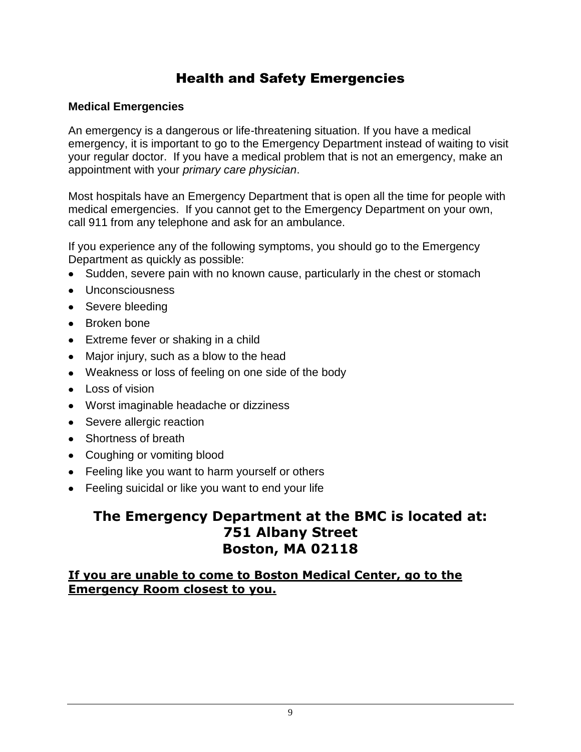# Health and Safety Emergencies

### Medical Emergencies

An emergency is a dangerous or life-threatening situation. If you have a medical emergency, it is important to go to the Emergency Department instead of waiting to visit your regular doctor. If you have a medical problem that is not an emergency, make an appointment with your *primary care physician*.

Most hospitals have an Emergency Department that is open all the time for people with medical emergencies. If you cannot get to the Emergency Department on your own, call 911 from any telephone and ask for an ambulance.

If you experience any of the following symptoms, you should go to the Emergency Department as quickly as possible:

- Sudden, severe pain with no known cause, particularly in the chest or stomach
- Unconsciousness
- Severe bleeding
- Broken bone
- Extreme fever or shaking in a child
- Major injury, such as a blow to the head
- Weakness or loss of feeling on one side of the body
- Loss of vision
- Worst imaginable headache or dizziness
- Severe allergic reaction
- Shortness of breath
- Coughing or vomiting blood
- Feeling like you want to harm yourself or others
- Feeling suicidal or like you want to end your life

## The Emergency Department at the BMC is located at:
## 751 Albany Street
## Boston, MA 02118

**<u>If you are unable to come to Boston Medical Center, go to the Emergency Room closest to you.</u>**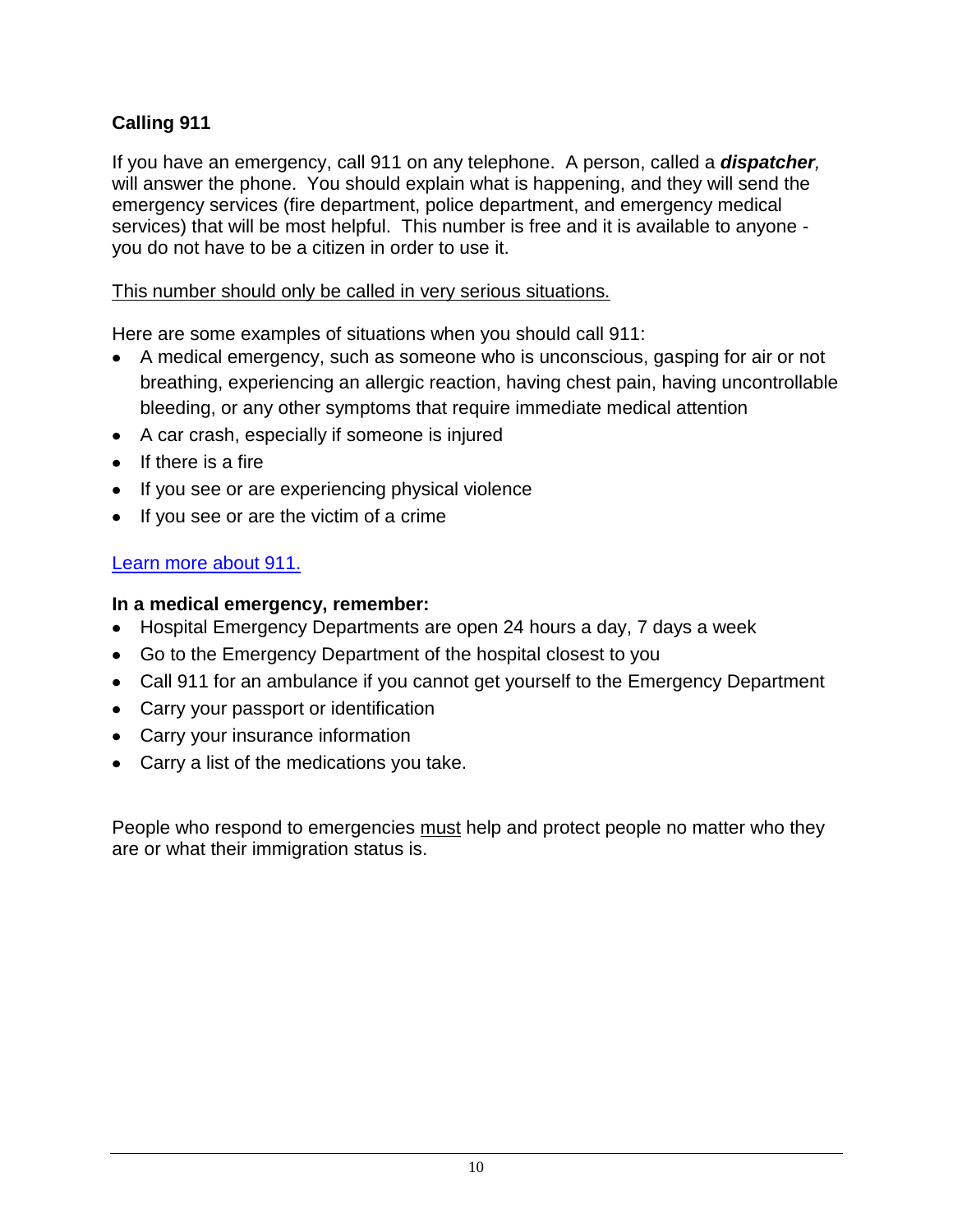## Calling 911

If you have an emergency, call 911 on any telephone. A person, called a ***dispatcher****,* will answer the phone. You should explain what is happening, and they will send the emergency services (fire department, police department, and emergency medical services) that will be most helpful. This number is free and it is available to anyone - you do not have to be a citizen in order to use it.

<u>This number should only be called in very serious situations.</u>

Here are some examples of situations when you should call 911:

- A medical emergency, such as someone who is unconscious, gasping for air or not breathing, experiencing an allergic reaction, having chest pain, having uncontrollable bleeding, or any other symptoms that require immediate medical attention
- A car crash, especially if someone is injured
- If there is a fire
- If you see or are experiencing physical violence
- If you see or are the victim of a crime

Learn more about 911.

**In a medical emergency, remember:**

- Hospital Emergency Departments are open 24 hours a day, 7 days a week
- Go to the Emergency Department of the hospital closest to you
- Call 911 for an ambulance if you cannot get yourself to the Emergency Department
- Carry your passport or identification
- Carry your insurance information
- Carry a list of the medications you take.

People who respond to emergencies <u>must</u> help and protect people no matter who they are or what their immigration status is.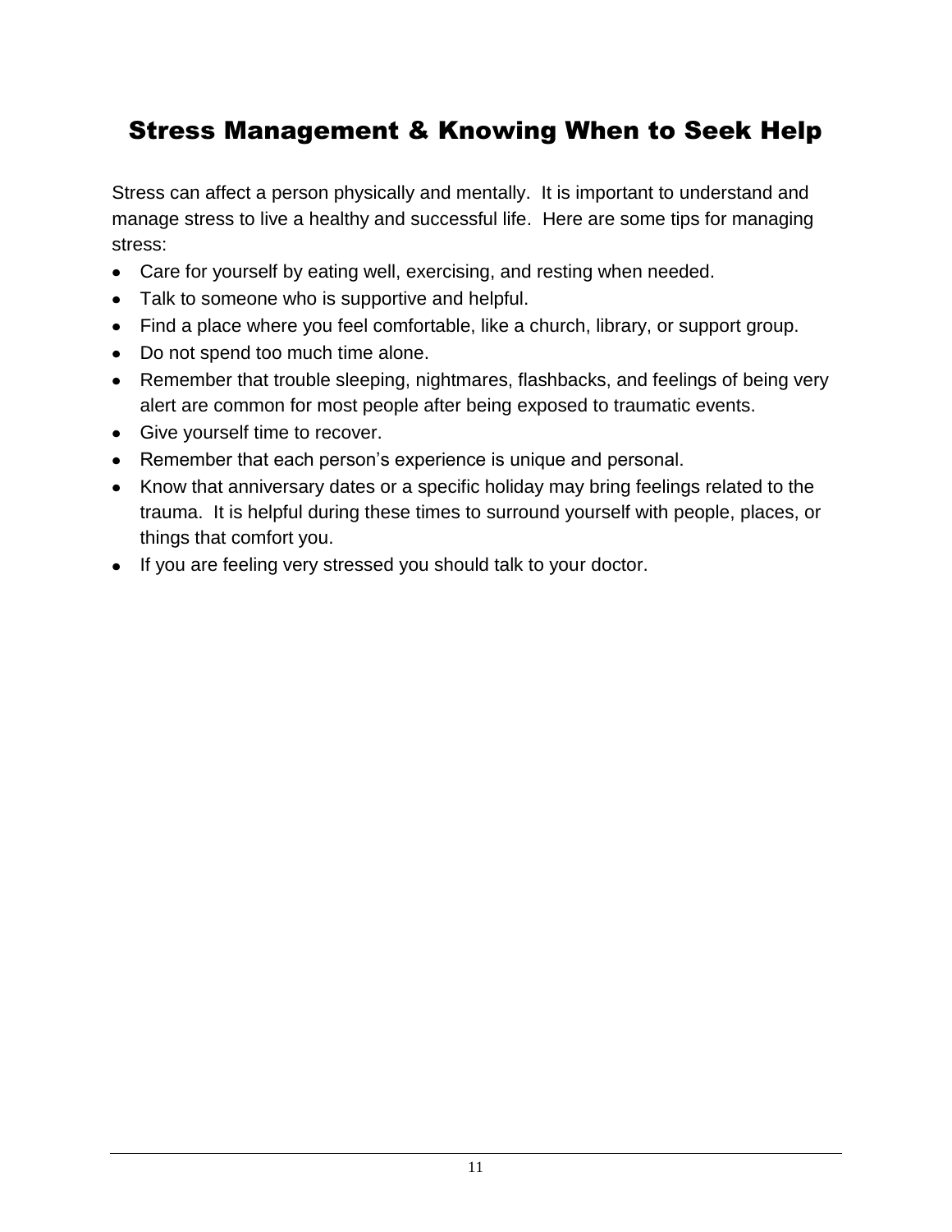## Stress Management & Knowing When to Seek Help

Stress can affect a person physically and mentally. It is important to understand and manage stress to live a healthy and successful life. Here are some tips for managing stress:

- Care for yourself by eating well, exercising, and resting when needed.
- Talk to someone who is supportive and helpful.
- Find a place where you feel comfortable, like a church, library, or support group.
- Do not spend too much time alone.
- Remember that trouble sleeping, nightmares, flashbacks, and feelings of being very alert are common for most people after being exposed to traumatic events.
- Give yourself time to recover.
- Remember that each person's experience is unique and personal.
- Know that anniversary dates or a specific holiday may bring feelings related to the trauma. It is helpful during these times to surround yourself with people, places, or things that comfort you.
- If you are feeling very stressed you should talk to your doctor.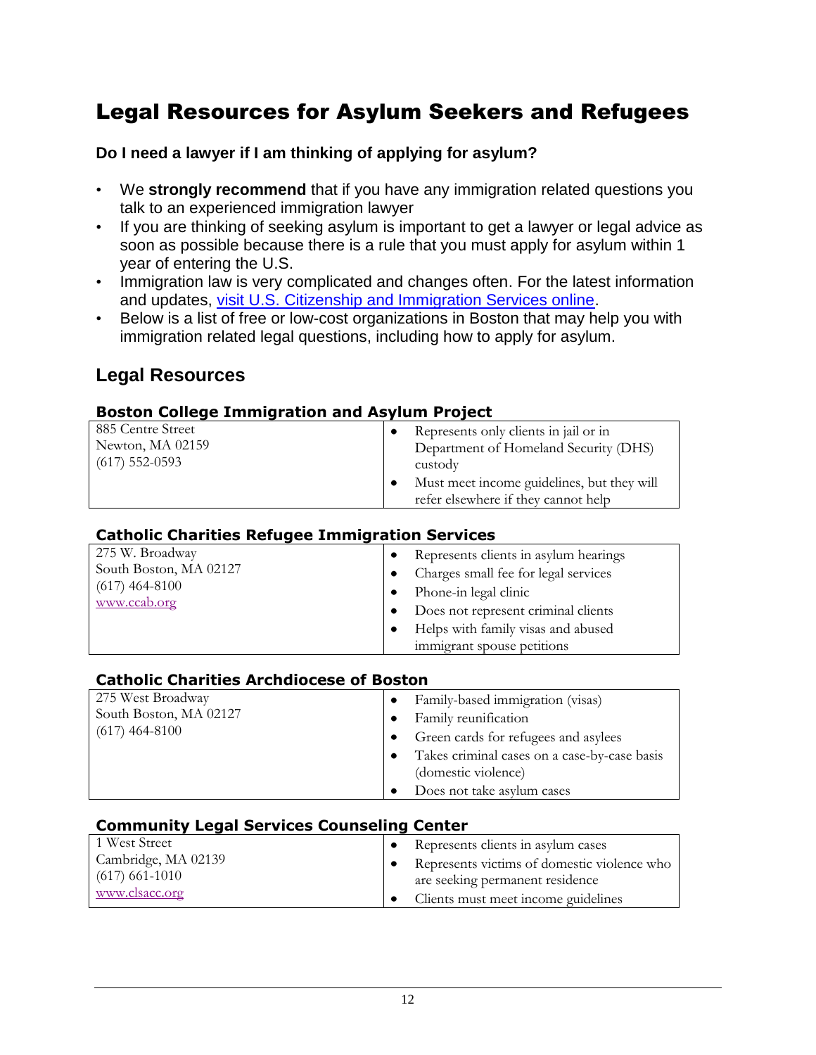# Legal Resources for Asylum Seekers and Refugees

### Do I need a lawyer if I am thinking of applying for asylum?

- We **strongly recommend** that if you have any immigration related questions you talk to an experienced immigration lawyer
- If you are thinking of seeking asylum is important to get a lawyer or legal advice as soon as possible because there is a rule that you must apply for asylum within 1 year of entering the U.S.
- Immigration law is very complicated and changes often. For the latest information and updates, visit U.S. Citizenship and Immigration Services online.
- Below is a list of free or low-cost organizations in Boston that may help you with immigration related legal questions, including how to apply for asylum.

## Legal Resources

### Boston College Immigration and Asylum Project

| | |
|---|---|
| 885 Centre Street<br>Newton, MA 02159<br>(617) 552-0593 | • Represents only clients in jail or in Department of Homeland Security (DHS) custody<br>• Must meet income guidelines, but they will refer elsewhere if they cannot help |

### Catholic Charities Refugee Immigration Services

| | |
|---|---|
| 275 W. Broadway<br>South Boston, MA 02127<br>(617) 464-8100<br>www.ccab.org | • Represents clients in asylum hearings<br>• Charges small fee for legal services<br>• Phone-in legal clinic<br>• Does not represent criminal clients<br>• Helps with family visas and abused immigrant spouse petitions |

### Catholic Charities Archdiocese of Boston

| | |
|---|---|
| 275 West Broadway<br>South Boston, MA 02127<br>(617) 464-8100 | • Family-based immigration (visas)<br>• Family reunification<br>• Green cards for refugees and asylees<br>• Takes criminal cases on a case-by-case basis (domestic violence)<br>• Does not take asylum cases |

### Community Legal Services Counseling Center

| | |
|---|---|
| 1 West Street<br>Cambridge, MA 02139<br>(617) 661-1010<br>www.clsacc.org | • Represents clients in asylum cases<br>• Represents victims of domestic violence who are seeking permanent residence<br>• Clients must meet income guidelines |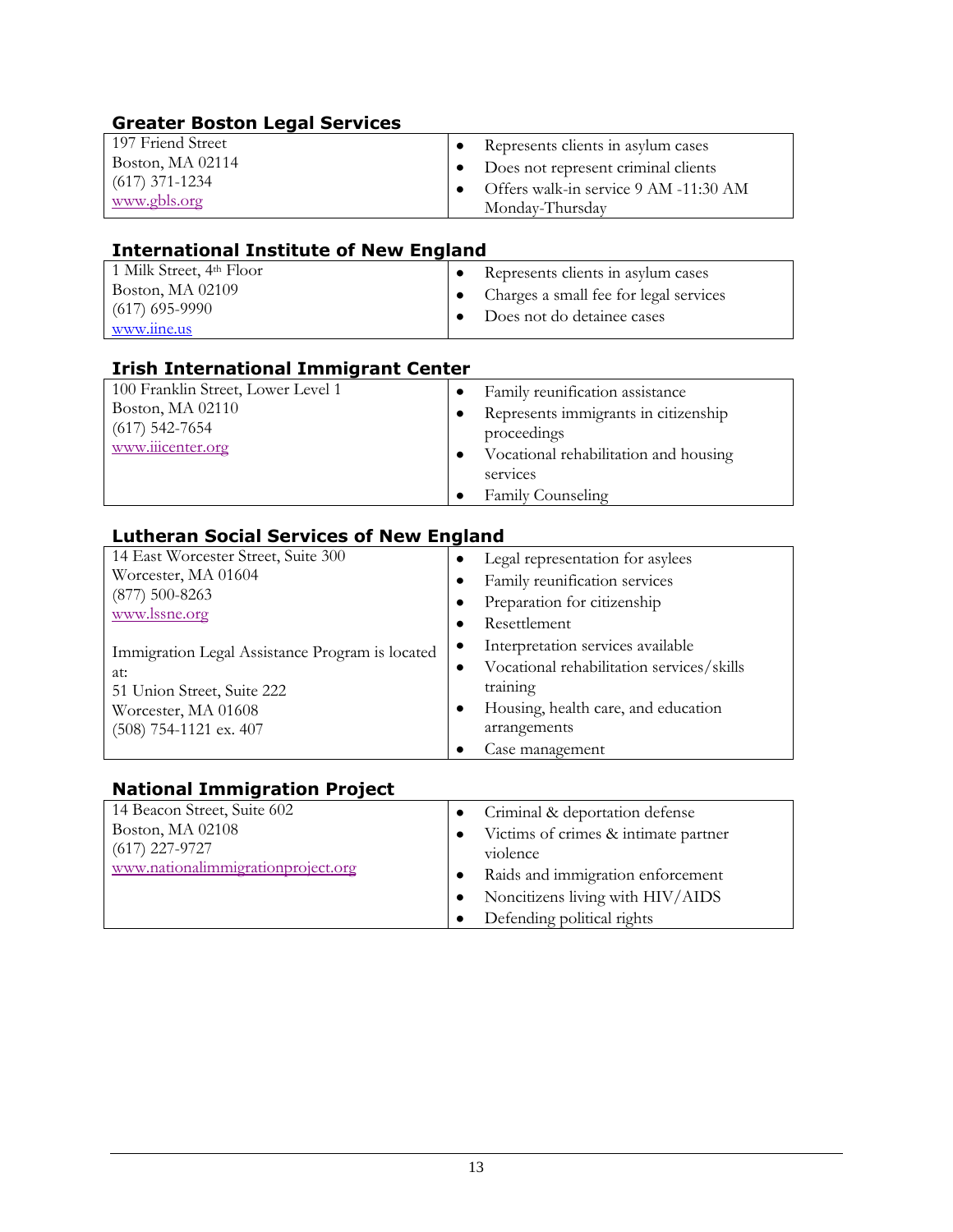### Greater Boston Legal Services

| | |
|---|---|
| 197 Friend Street<br>Boston, MA 02114<br>(617) 371-1234<br>www.gbls.org | • Represents clients in asylum cases<br>• Does not represent criminal clients<br>• Offers walk-in service 9 AM -11:30 AM Monday-Thursday |

### International Institute of New England

| | |
|---|---|
| 1 Milk Street, 4th Floor<br>Boston, MA 02109<br>(617) 695-9990<br>www.iine.us | • Represents clients in asylum cases<br>• Charges a small fee for legal services<br>• Does not do detainee cases |

### Irish International Immigrant Center

| | |
|---|---|
| 100 Franklin Street, Lower Level 1<br>Boston, MA 02110<br>(617) 542-7654<br>www.iiicenter.org | • Family reunification assistance<br>• Represents immigrants in citizenship proceedings<br>• Vocational rehabilitation and housing services<br>• Family Counseling |

### Lutheran Social Services of New England

| | |
|---|---|
| 14 East Worcester Street, Suite 300<br>Worcester, MA 01604<br>(877) 500-8263<br>www.lssne.org<br><br>Immigration Legal Assistance Program is located at:<br>51 Union Street, Suite 222<br>Worcester, MA 01608<br>(508) 754-1121 ex. 407 | • Legal representation for asylees<br>• Family reunification services<br>• Preparation for citizenship<br>• Resettlement<br>• Interpretation services available<br>• Vocational rehabilitation services/skills training<br>• Housing, health care, and education arrangements<br>• Case management |

### National Immigration Project

| | |
|---|---|
| 14 Beacon Street, Suite 602<br>Boston, MA 02108<br>(617) 227-9727<br>www.nationalimmigrationproject.org | • Criminal & deportation defense<br>• Victims of crimes & intimate partner violence<br>• Raids and immigration enforcement<br>• Noncitizens living with HIV/AIDS<br>• Defending political rights |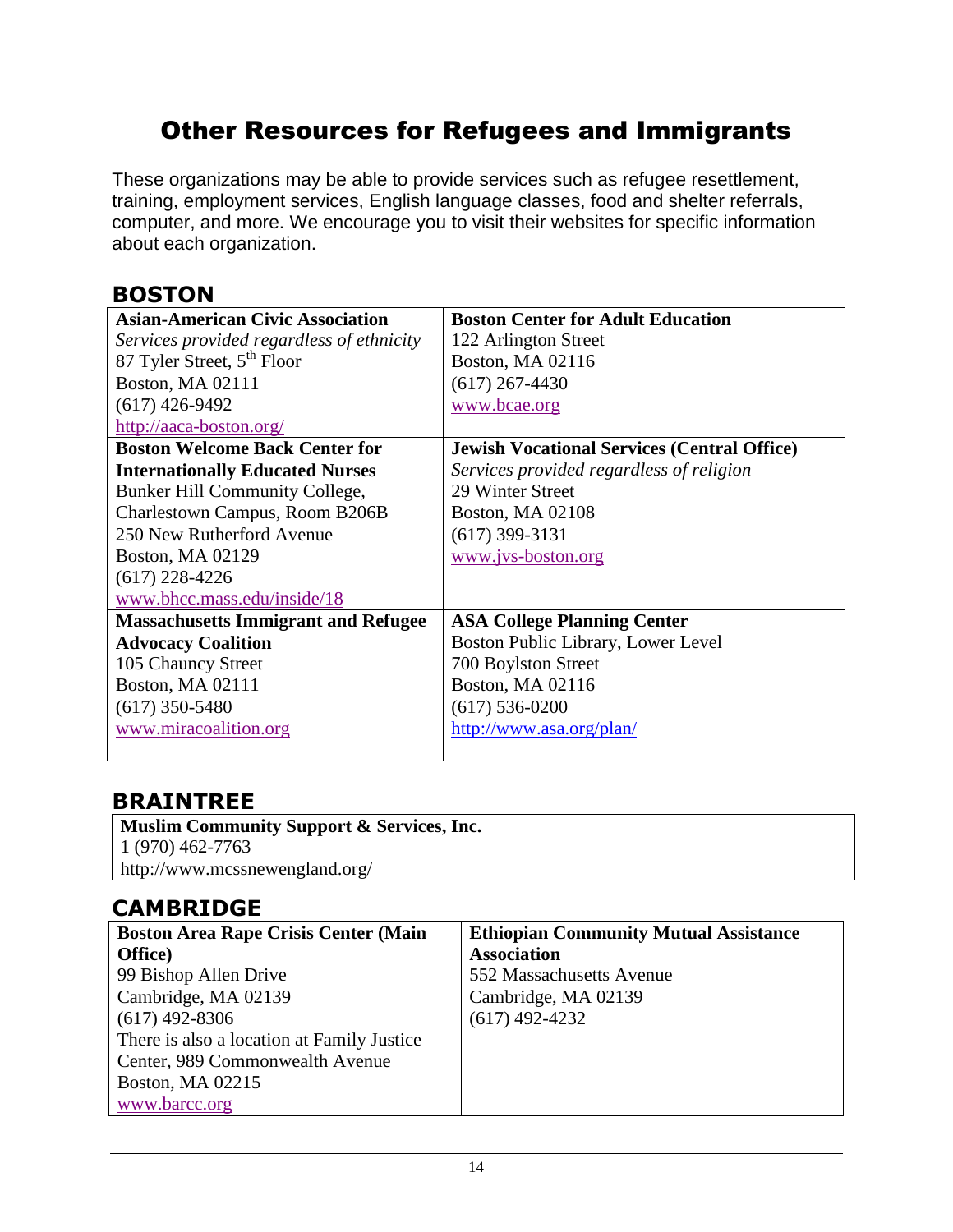# Other Resources for Refugees and Immigrants

These organizations may be able to provide services such as refugee resettlement, training, employment services, English language classes, food and shelter referrals, computer, and more. We encourage you to visit their websites for specific information about each organization.

## BOSTON

| | |
|---|---|
| **Asian-American Civic Association**<br>*Services provided regardless of ethnicity*<br>87 Tyler Street, 5th Floor<br>Boston, MA 02111<br>(617) 426-9492<br>http://aaca-boston.org/ | **Boston Center for Adult Education**<br>122 Arlington Street<br>Boston, MA 02116<br>(617) 267-4430<br>www.bcae.org |
| **Boston Welcome Back Center for Internationally Educated Nurses**<br>Bunker Hill Community College, Charlestown Campus, Room B206B<br>250 New Rutherford Avenue<br>Boston, MA 02129<br>(617) 228-4226<br>www.bhcc.mass.edu/inside/18 | **Jewish Vocational Services (Central Office)**<br>*Services provided regardless of religion*<br>29 Winter Street<br>Boston, MA 02108<br>(617) 399-3131<br>www.jvs-boston.org |
| **Massachusetts Immigrant and Refugee Advocacy Coalition**<br>105 Chauncy Street<br>Boston, MA 02111<br>(617) 350-5480<br>www.miracoalition.org | **ASA College Planning Center**<br>Boston Public Library, Lower Level<br>700 Boylston Street<br>Boston, MA 02116<br>(617) 536-0200<br>http://www.asa.org/plan/ |

## BRAINTREE

| |
|---|
| **Muslim Community Support & Services, Inc.**<br>1 (970) 462-7763<br>http://www.mcssnewengland.org/ |

## CAMBRIDGE

| | |
|---|---|
| **Boston Area Rape Crisis Center (Main Office)**<br>99 Bishop Allen Drive<br>Cambridge, MA 02139<br>(617) 492-8306<br>There is also a location at Family Justice Center, 989 Commonwealth Avenue<br>Boston, MA 02215<br>www.barcc.org | **Ethiopian Community Mutual Assistance Association**<br>552 Massachusetts Avenue<br>Cambridge, MA 02139<br>(617) 492-4232 |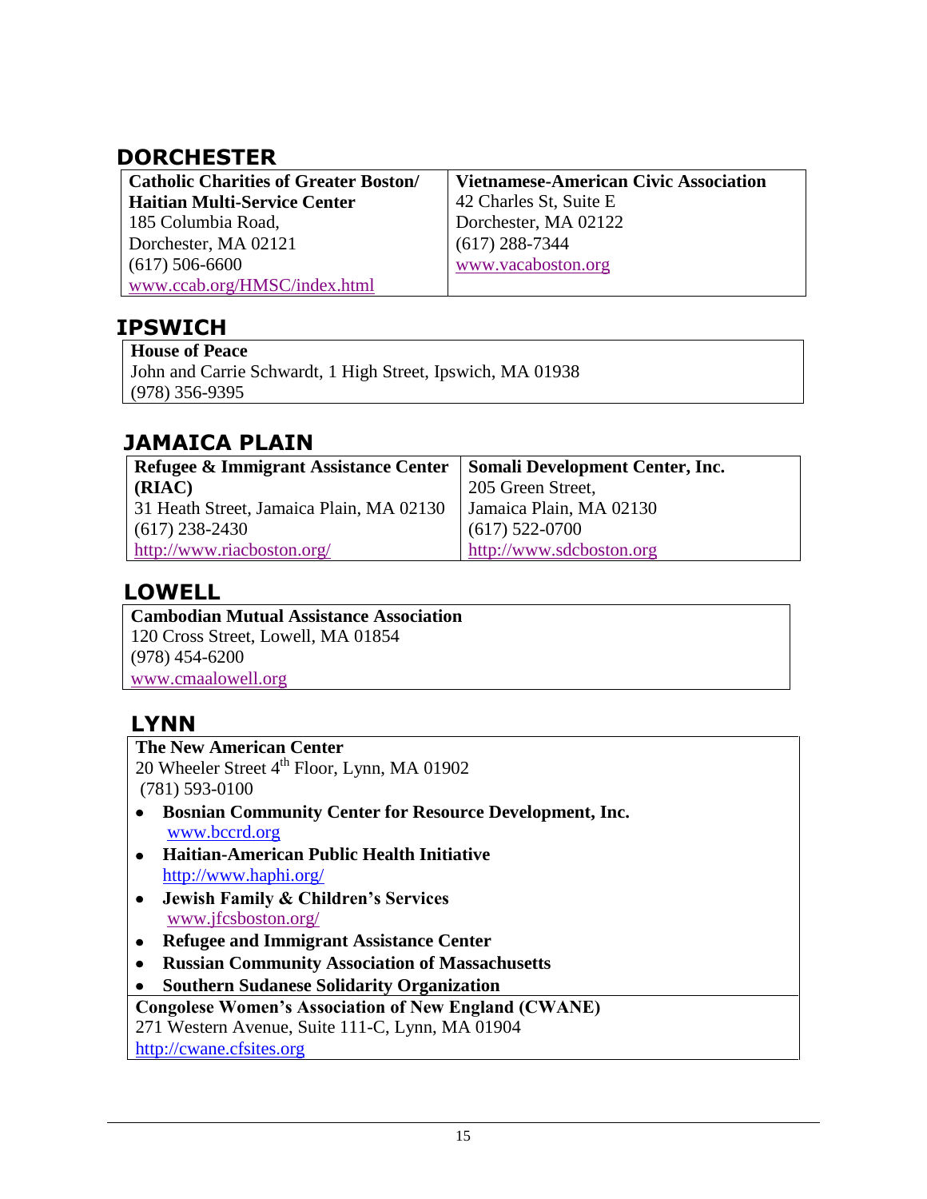## DORCHESTER

| **Catholic Charities of Greater Boston/ Haitian Multi-Service Center** | **Vietnamese-American Civic Association** |
|---|---|
| 185 Columbia Road, | 42 Charles St, Suite E |
| Dorchester, MA 02121 | Dorchester, MA 02122 |
| (617) 506-6600 | (617) 288-7344 |
| www.ccab.org/HMSC/index.html | www.vacaboston.org |

## IPSWICH

**House of Peace**
John and Carrie Schwardt, 1 High Street, Ipswich, MA 01938
(978) 356-9395

## JAMAICA PLAIN

| **Refugee & Immigrant Assistance Center (RIAC)** | **Somali Development Center, Inc.** |
|---|---|
| 31 Heath Street, Jamaica Plain, MA 02130 | 205 Green Street, Jamaica Plain, MA 02130 |
| (617) 238-2430 | (617) 522-0700 |
| http://www.riacboston.org/ | http://www.sdcboston.org |

## LOWELL

**Cambodian Mutual Assistance Association**
120 Cross Street, Lowell, MA 01854
(978) 454-6200
www.cmaalowell.org

## LYNN

**The New American Center**
20 Wheeler Street 4th Floor, Lynn, MA 01902
(781) 593-0100

- **Bosnian Community Center for Resource Development, Inc.**
  www.bccrd.org
- **Haitian-American Public Health Initiative**
  http://www.haphi.org/
- **Jewish Family & Children's Services**
  www.jfcsboston.org/
- **Refugee and Immigrant Assistance Center**
- **Russian Community Association of Massachusetts**
- **Southern Sudanese Solidarity Organization**

**Congolese Women's Association of New England (CWANE)**
271 Western Avenue, Suite 111-C, Lynn, MA 01904
http://cwane.cfsites.org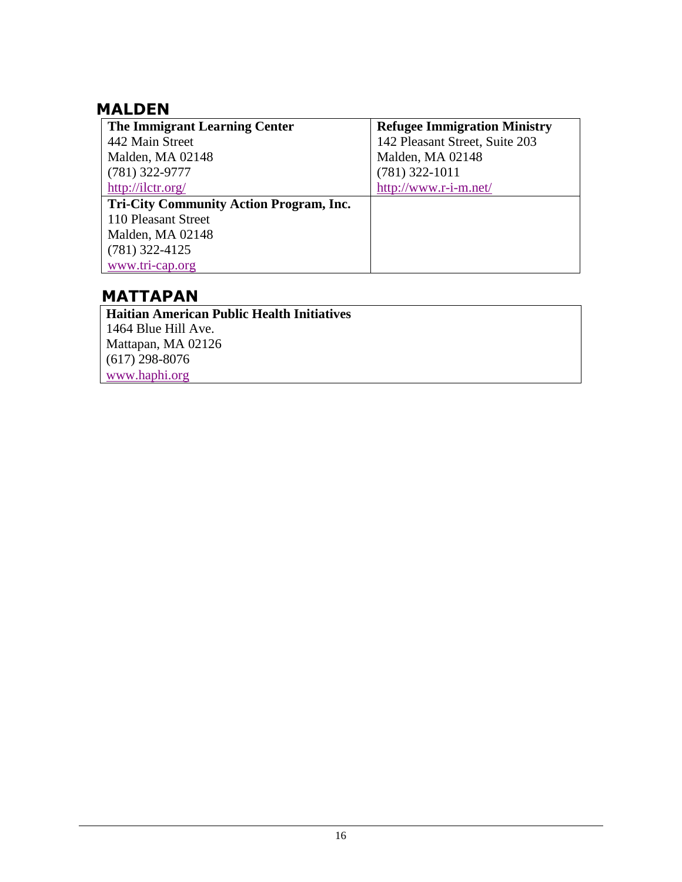## MALDEN

| **The Immigrant Learning Center**<br>442 Main Street<br>Malden, MA 02148<br>(781) 322-9777<br>http://ilctr.org/ | **Refugee Immigration Ministry**<br>142 Pleasant Street, Suite 203<br>Malden, MA 02148<br>(781) 322-1011<br>http://www.r-i-m.net/ |
|---|---|
| **Tri-City Community Action Program, Inc.**<br>110 Pleasant Street<br>Malden, MA 02148<br>(781) 322-4125<br>www.tri-cap.org | |

## MATTAPAN

| **Haitian American Public Health Initiatives**<br>1464 Blue Hill Ave.<br>Mattapan, MA 02126<br>(617) 298-8076<br>www.haphi.org |
|---|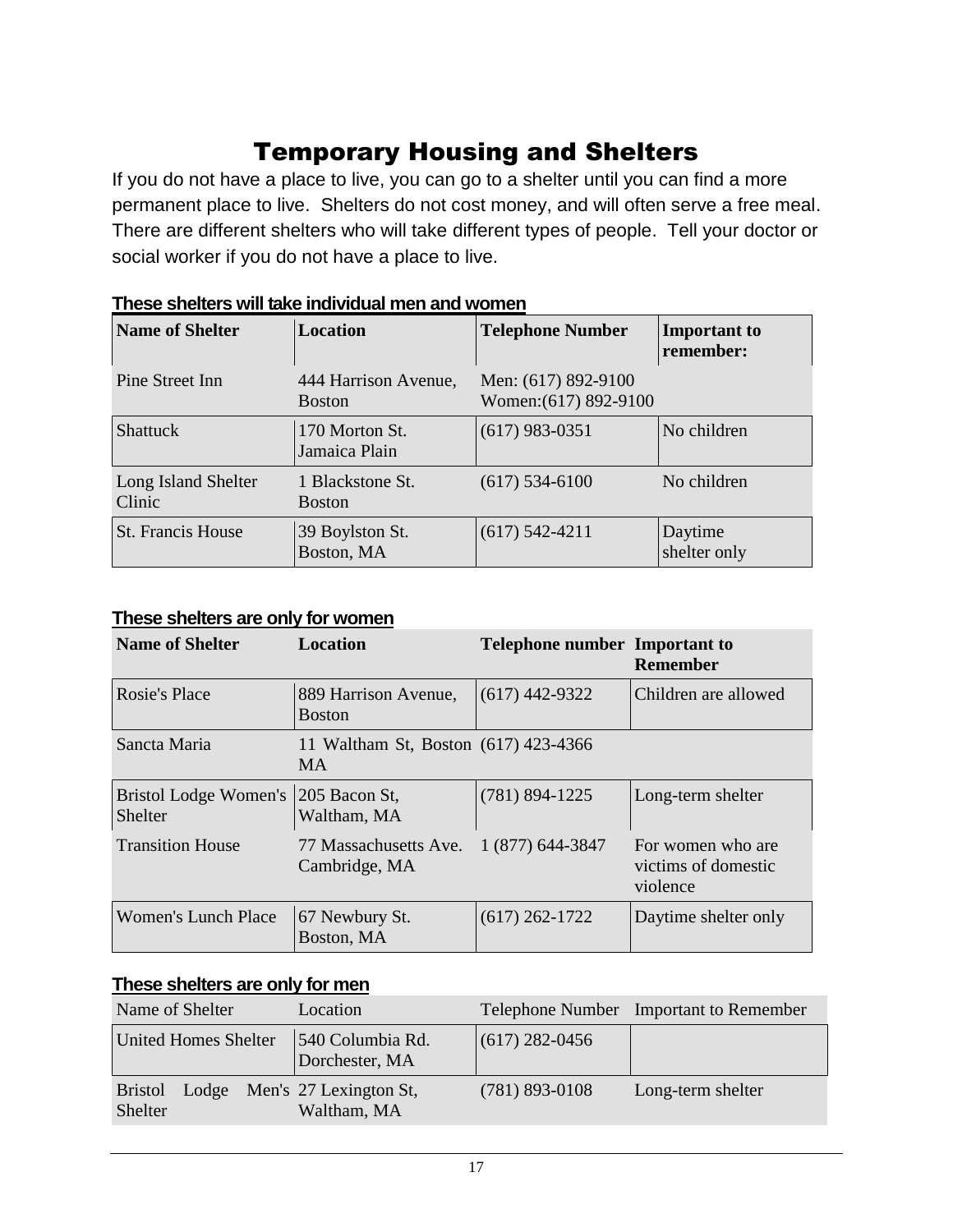# Temporary Housing and Shelters

If you do not have a place to live, you can go to a shelter until you can find a more permanent place to live. Shelters do not cost money, and will often serve a free meal. There are different shelters who will take different types of people. Tell your doctor or social worker if you do not have a place to live.

**These shelters will take individual men and women**

| Name of Shelter | Location | Telephone Number | Important to remember: |
|---|---|---|---|
| Pine Street Inn | 444 Harrison Avenue, Boston | Men: (617) 892-9100 Women:(617) 892-9100 | |
| Shattuck | 170 Morton St. Jamaica Plain | (617) 983-0351 | No children |
| Long Island Shelter Clinic | 1 Blackstone St. Boston | (617) 534-6100 | No children |
| St. Francis House | 39 Boylston St. Boston, MA | (617) 542-4211 | Daytime shelter only |

**These shelters are only for women**

| Name of Shelter | Location | Telephone number | Important to Remember |
|---|---|---|---|
| Rosie's Place | 889 Harrison Avenue, Boston | (617) 442-9322 | Children are allowed |
| Sancta Maria | 11 Waltham St, Boston MA | (617) 423-4366 | |
| Bristol Lodge Women's Shelter | 205 Bacon St, Waltham, MA | (781) 894-1225 | Long-term shelter |
| Transition House | 77 Massachusetts Ave. Cambridge, MA | 1 (877) 644-3847 | For women who are victims of domestic violence |
| Women's Lunch Place | 67 Newbury St. Boston, MA | (617) 262-1722 | Daytime shelter only |

**These shelters are only for men**

| Name of Shelter | Location | Telephone Number | Important to Remember |
|---|---|---|---|
| United Homes Shelter | 540 Columbia Rd. Dorchester, MA | (617) 282-0456 | |
| Bristol Lodge Men's Shelter | 27 Lexington St, Waltham, MA | (781) 893-0108 | Long-term shelter |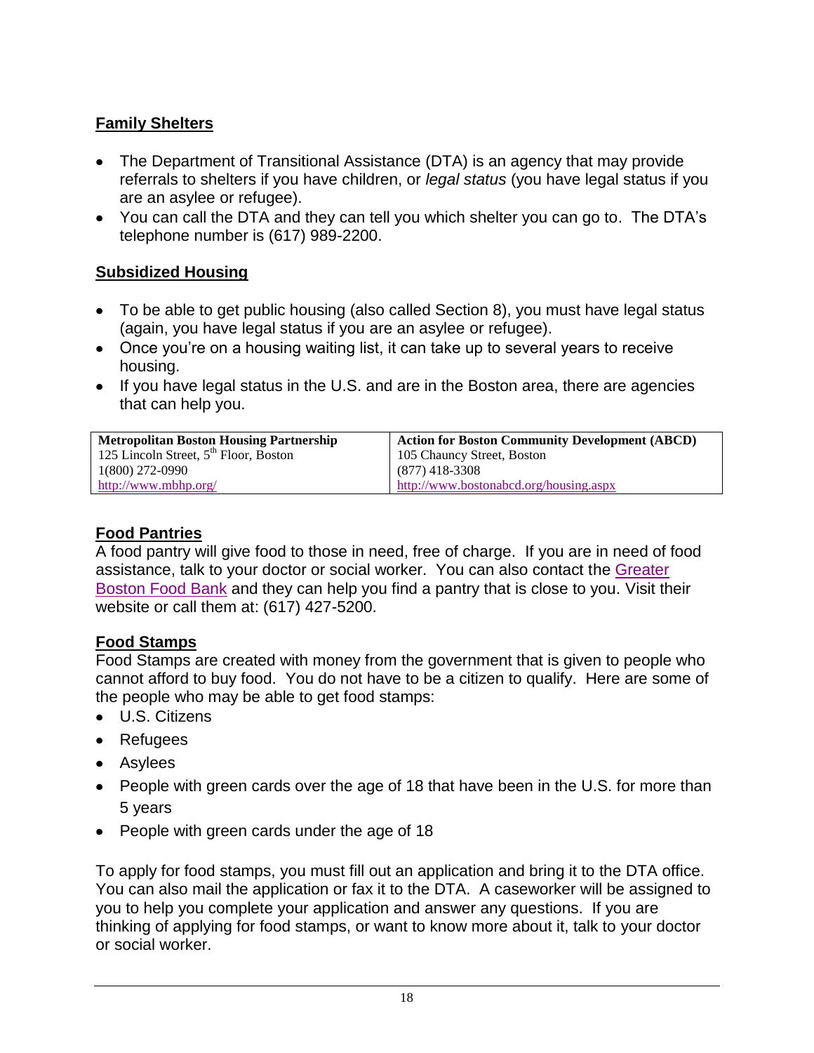## Family Shelters

- The Department of Transitional Assistance (DTA) is an agency that may provide referrals to shelters if you have children, or *legal status* (you have legal status if you are an asylee or refugee).
- You can call the DTA and they can tell you which shelter you can go to. The DTA's telephone number is (617) 989-2200.

## Subsidized Housing

- To be able to get public housing (also called Section 8), you must have legal status (again, you have legal status if you are an asylee or refugee).
- Once you're on a housing waiting list, it can take up to several years to receive housing.
- If you have legal status in the U.S. and are in the Boston area, there are agencies that can help you.

| Metropolitan Boston Housing Partnership | Action for Boston Community Development (ABCD) |
|---|---|
| 125 Lincoln Street, 5th Floor, Boston | 105 Chauncy Street, Boston |
| 1(800) 272-0990 | (877) 418-3308 |
| http://www.mbhp.org/ | http://www.bostonabcd.org/housing.aspx |

## Food Pantries

A food pantry will give food to those in need, free of charge. If you are in need of food assistance, talk to your doctor or social worker. You can also contact the Greater Boston Food Bank and they can help you find a pantry that is close to you. Visit their website or call them at: (617) 427-5200.

## Food Stamps

Food Stamps are created with money from the government that is given to people who cannot afford to buy food. You do not have to be a citizen to qualify. Here are some of the people who may be able to get food stamps:

- U.S. Citizens
- Refugees
- Asylees
- People with green cards over the age of 18 that have been in the U.S. for more than 5 years
- People with green cards under the age of 18

To apply for food stamps, you must fill out an application and bring it to the DTA office. You can also mail the application or fax it to the DTA. A caseworker will be assigned to you to help you complete your application and answer any questions. If you are thinking of applying for food stamps, or want to know more about it, talk to your doctor or social worker.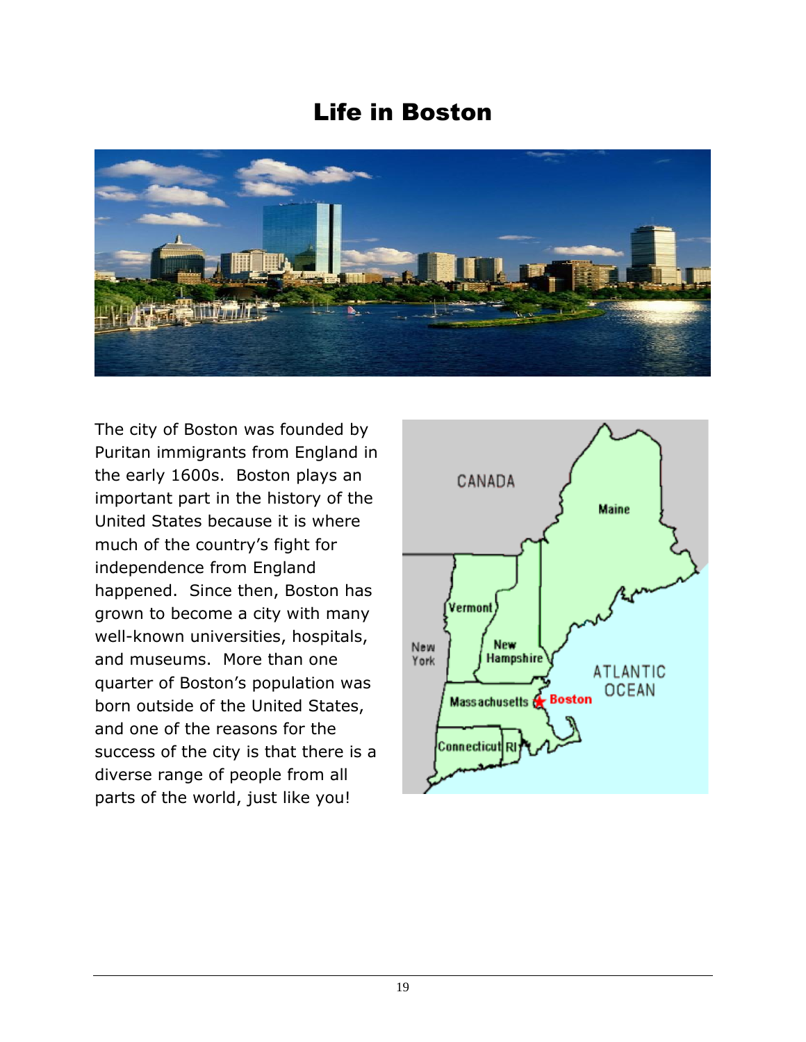# Life in Boston

The city of Boston was founded by Puritan immigrants from England in the early 1600s. Boston plays an important part in the history of the United States because it is where much of the country's fight for independence from England happened. Since then, Boston has grown to become a city with many well-known universities, hospitals, and museums. More than one quarter of Boston's population was born outside of the United States, and one of the reasons for the success of the city is that there is a diverse range of people from all parts of the world, just like you!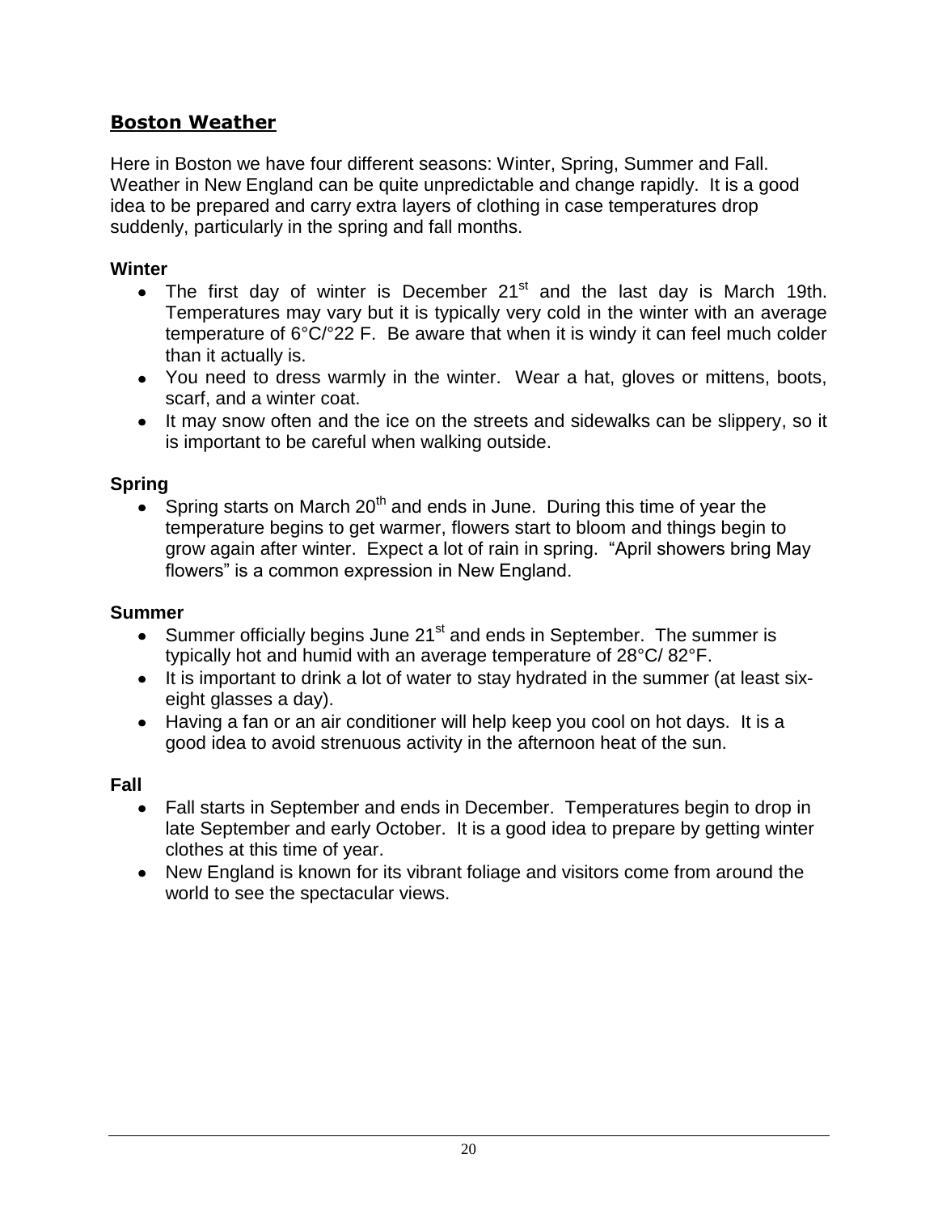## Boston Weather

Here in Boston we have four different seasons: Winter, Spring, Summer and Fall. Weather in New England can be quite unpredictable and change rapidly. It is a good idea to be prepared and carry extra layers of clothing in case temperatures drop suddenly, particularly in the spring and fall months.

### Winter

- The first day of winter is December 21st and the last day is March 19th. Temperatures may vary but it is typically very cold in the winter with an average temperature of 6°C/°22 F. Be aware that when it is windy it can feel much colder than it actually is.
- You need to dress warmly in the winter. Wear a hat, gloves or mittens, boots, scarf, and a winter coat.
- It may snow often and the ice on the streets and sidewalks can be slippery, so it is important to be careful when walking outside.

### Spring

- Spring starts on March 20th and ends in June. During this time of year the temperature begins to get warmer, flowers start to bloom and things begin to grow again after winter. Expect a lot of rain in spring. "April showers bring May flowers" is a common expression in New England.

### Summer

- Summer officially begins June 21st and ends in September. The summer is typically hot and humid with an average temperature of 28°C/ 82°F.
- It is important to drink a lot of water to stay hydrated in the summer (at least six-eight glasses a day).
- Having a fan or an air conditioner will help keep you cool on hot days. It is a good idea to avoid strenuous activity in the afternoon heat of the sun.

### Fall

- Fall starts in September and ends in December. Temperatures begin to drop in late September and early October. It is a good idea to prepare by getting winter clothes at this time of year.
- New England is known for its vibrant foliage and visitors come from around the world to see the spectacular views.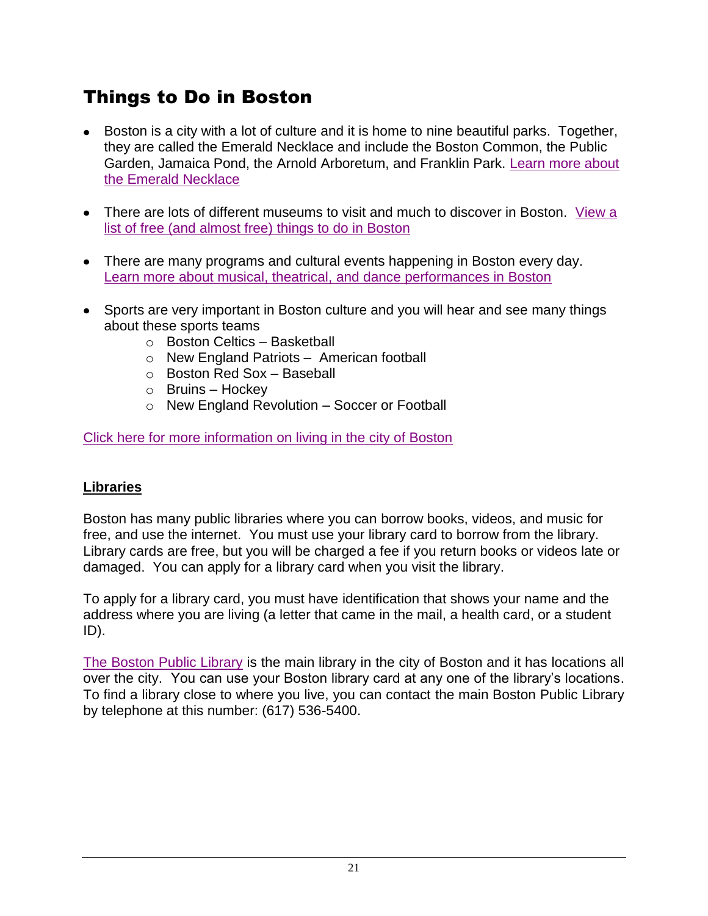# Things to Do in Boston

- Boston is a city with a lot of culture and it is home to nine beautiful parks. Together, they are called the Emerald Necklace and include the Boston Common, the Public Garden, Jamaica Pond, the Arnold Arboretum, and Franklin Park. Learn more about the Emerald Necklace

- There are lots of different museums to visit and much to discover in Boston. View a list of free (and almost free) things to do in Boston

- There are many programs and cultural events happening in Boston every day. Learn more about musical, theatrical, and dance performances in Boston

- Sports are very important in Boston culture and you will hear and see many things about these sports teams
  - Boston Celtics – Basketball
  - New England Patriots – American football
  - Boston Red Sox – Baseball
  - Bruins – Hockey
  - New England Revolution – Soccer or Football

Click here for more information on living in the city of Boston

**Libraries**

Boston has many public libraries where you can borrow books, videos, and music for free, and use the internet. You must use your library card to borrow from the library. Library cards are free, but you will be charged a fee if you return books or videos late or damaged. You can apply for a library card when you visit the library.

To apply for a library card, you must have identification that shows your name and the address where you are living (a letter that came in the mail, a health card, or a student ID).

The Boston Public Library is the main library in the city of Boston and it has locations all over the city. You can use your Boston library card at any one of the library's locations. To find a library close to where you live, you can contact the main Boston Public Library by telephone at this number: (617) 536-5400.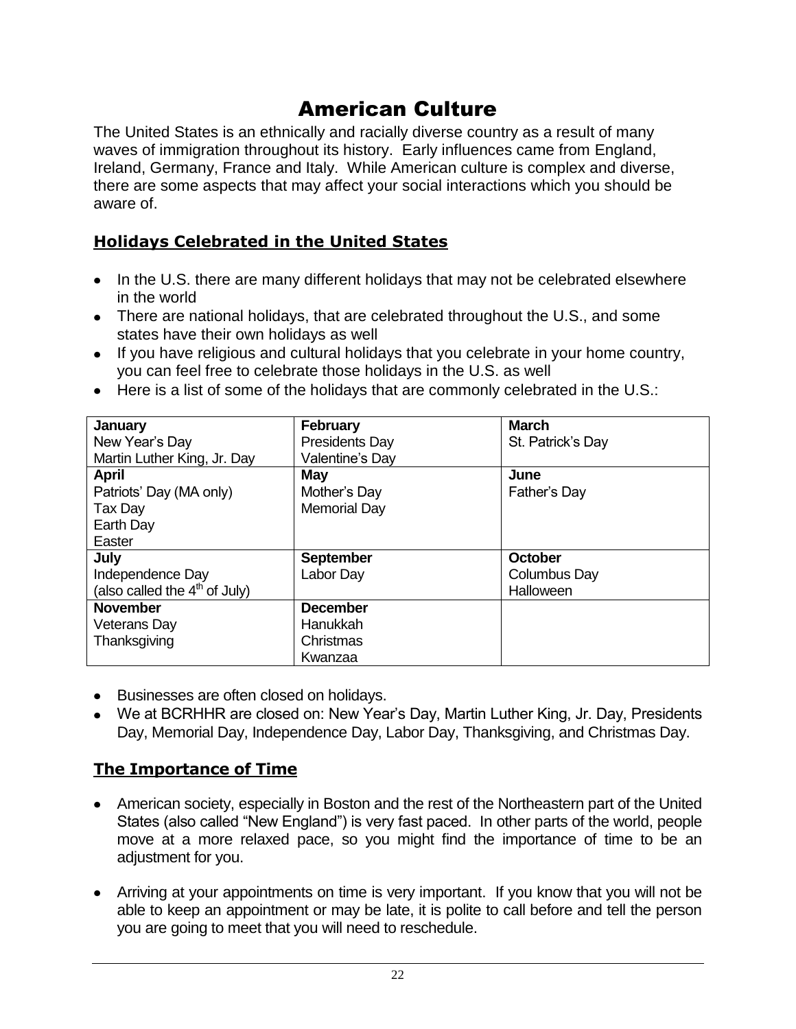# American Culture

The United States is an ethnically and racially diverse country as a result of many waves of immigration throughout its history. Early influences came from England, Ireland, Germany, France and Italy. While American culture is complex and diverse, there are some aspects that may affect your social interactions which you should be aware of.

## Holidays Celebrated in the United States

- In the U.S. there are many different holidays that may not be celebrated elsewhere in the world
- There are national holidays, that are celebrated throughout the U.S., and some states have their own holidays as well
- If you have religious and cultural holidays that you celebrate in your home country, you can feel free to celebrate those holidays in the U.S. as well
- Here is a list of some of the holidays that are commonly celebrated in the U.S.:

| | | |
|---|---|---|
| **January**<br>New Year's Day<br>Martin Luther King, Jr. Day | **February**<br>Presidents Day<br>Valentine's Day | **March**<br>St. Patrick's Day |
| **April**<br>Patriots' Day (MA only)<br>Tax Day<br>Earth Day<br>Easter | **May**<br>Mother's Day<br>Memorial Day | **June**<br>Father's Day |
| **July**<br>Independence Day<br>(also called the 4th of July) | **September**<br>Labor Day | **October**<br>Columbus Day<br>Halloween |
| **November**<br>Veterans Day<br>Thanksgiving | **December**<br>Hanukkah<br>Christmas<br>Kwanzaa | |

- Businesses are often closed on holidays.
- We at BCRHHR are closed on: New Year's Day, Martin Luther King, Jr. Day, Presidents Day, Memorial Day, Independence Day, Labor Day, Thanksgiving, and Christmas Day.

## The Importance of Time

- American society, especially in Boston and the rest of the Northeastern part of the United States (also called "New England") is very fast paced. In other parts of the world, people move at a more relaxed pace, so you might find the importance of time to be an adjustment for you.

- Arriving at your appointments on time is very important. If you know that you will not be able to keep an appointment or may be late, it is polite to call before and tell the person you are going to meet that you will need to reschedule.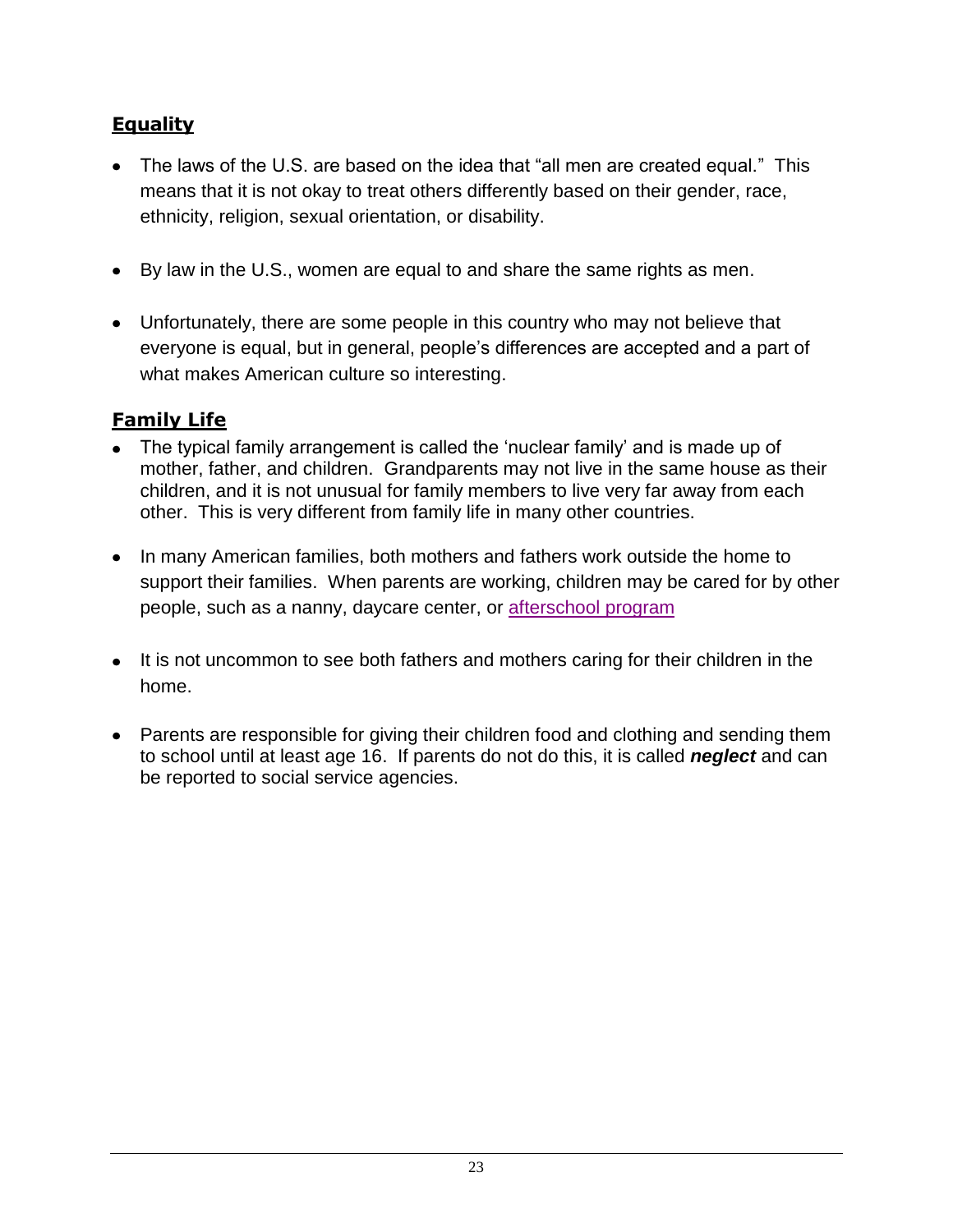## Equality

- The laws of the U.S. are based on the idea that "all men are created equal." This means that it is not okay to treat others differently based on their gender, race, ethnicity, religion, sexual orientation, or disability.

- By law in the U.S., women are equal to and share the same rights as men.

- Unfortunately, there are some people in this country who may not believe that everyone is equal, but in general, people's differences are accepted and a part of what makes American culture so interesting.

## Family Life

- The typical family arrangement is called the 'nuclear family' and is made up of mother, father, and children. Grandparents may not live in the same house as their children, and it is not unusual for family members to live very far away from each other. This is very different from family life in many other countries.

- In many American families, both mothers and fathers work outside the home to support their families. When parents are working, children may be cared for by other people, such as a nanny, daycare center, or afterschool program

- It is not uncommon to see both fathers and mothers caring for their children in the home.

- Parents are responsible for giving their children food and clothing and sending them to school until at least age 16. If parents do not do this, it is called ***neglect*** and can be reported to social service agencies.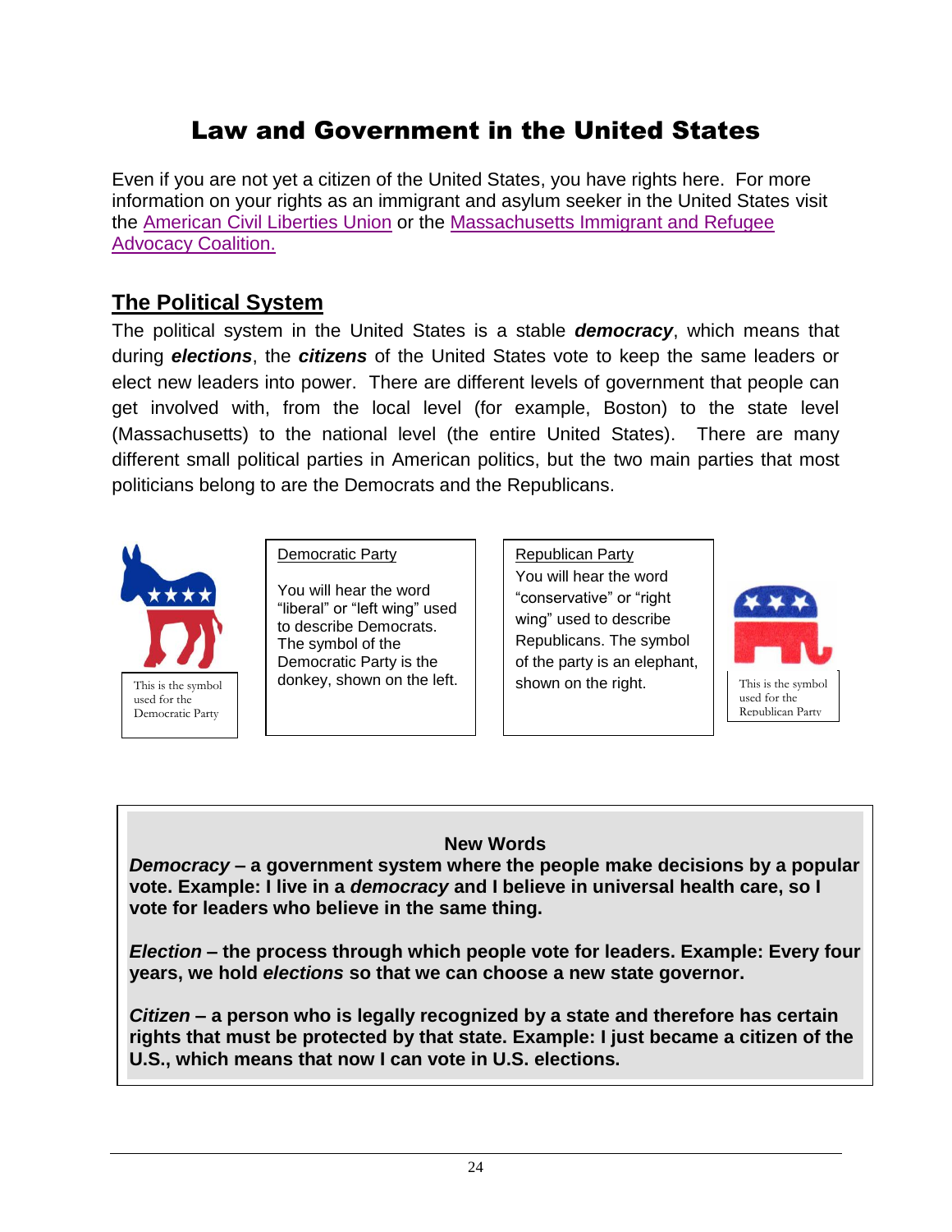# Law and Government in the United States

Even if you are not yet a citizen of the United States, you have rights here. For more information on your rights as an immigrant and asylum seeker in the United States visit the American Civil Liberties Union or the Massachusetts Immigrant and Refugee Advocacy Coalition.

## The Political System

The political system in the United States is a stable ***democracy***, which means that during ***elections***, the ***citizens*** of the United States vote to keep the same leaders or elect new leaders into power. There are different levels of government that people can get involved with, from the local level (for example, Boston) to the state level (Massachusetts) to the national level (the entire United States). There are many different small political parties in American politics, but the two main parties that most politicians belong to are the Democrats and the Republicans.

This is the symbol used for the Democratic Party

Democratic Party

You will hear the word "liberal" or "left wing" used to describe Democrats. The symbol of the Democratic Party is the donkey, shown on the left.

Republican Party

You will hear the word "conservative" or "right wing" used to describe Republicans. The symbol of the party is an elephant, shown on the right.

This is the symbol used for the Republican Party

**New Words**

***Democracy* – a government system where the people make decisions by a popular vote. Example: I live in a *democracy* and I believe in universal health care, so I vote for leaders who believe in the same thing.**

***Election* – the process through which people vote for leaders. Example: Every four years, we hold *elections* so that we can choose a new state governor.**

***Citizen* – a person who is legally recognized by a state and therefore has certain rights that must be protected by that state. Example: I just became a citizen of the U.S., which means that now I can vote in U.S. elections.**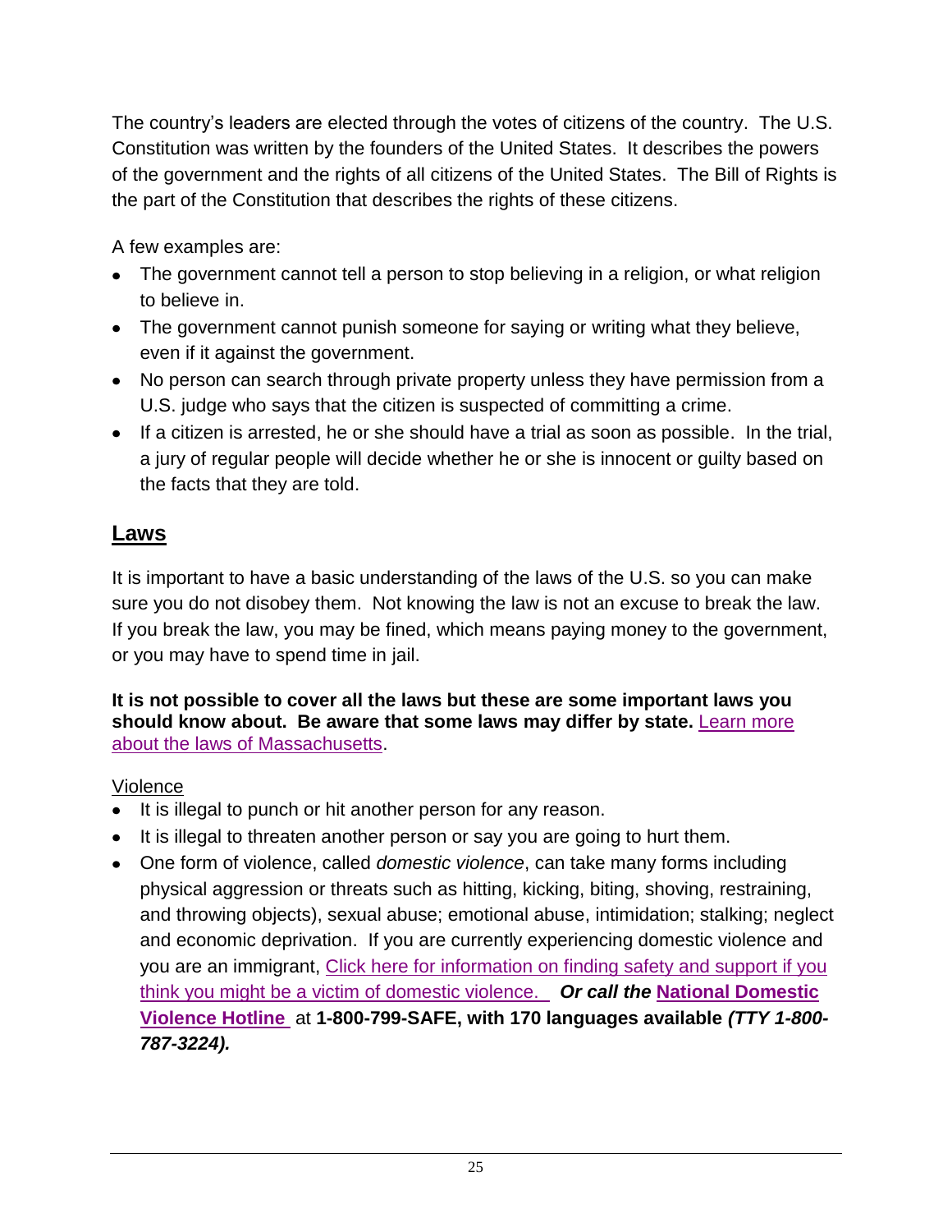The country's leaders are elected through the votes of citizens of the country. The U.S. Constitution was written by the founders of the United States. It describes the powers of the government and the rights of all citizens of the United States. The Bill of Rights is the part of the Constitution that describes the rights of these citizens.

A few examples are:

- The government cannot tell a person to stop believing in a religion, or what religion to believe in.
- The government cannot punish someone for saying or writing what they believe, even if it against the government.
- No person can search through private property unless they have permission from a U.S. judge who says that the citizen is suspected of committing a crime.
- If a citizen is arrested, he or she should have a trial as soon as possible. In the trial, a jury of regular people will decide whether he or she is innocent or guilty based on the facts that they are told.

## Laws

It is important to have a basic understanding of the laws of the U.S. so you can make sure you do not disobey them. Not knowing the law is not an excuse to break the law. If you break the law, you may be fined, which means paying money to the government, or you may have to spend time in jail.

**It is not possible to cover all the laws but these are some important laws you should know about. Be aware that some laws may differ by state.** Learn more about the laws of Massachusetts.

Violence

- It is illegal to punch or hit another person for any reason.
- It is illegal to threaten another person or say you are going to hurt them.
- One form of violence, called *domestic violence*, can take many forms including physical aggression or threats such as hitting, kicking, biting, shoving, restraining, and throwing objects), sexual abuse; emotional abuse, intimidation; stalking; neglect and economic deprivation. If you are currently experiencing domestic violence and you are an immigrant, Click here for information on finding safety and support if you think you might be a victim of domestic violence. ***Or call the*** **National Domestic Violence Hotline** at **1-800-799-SAFE, with 170 languages available** ***(TTY 1-800-787-3224).***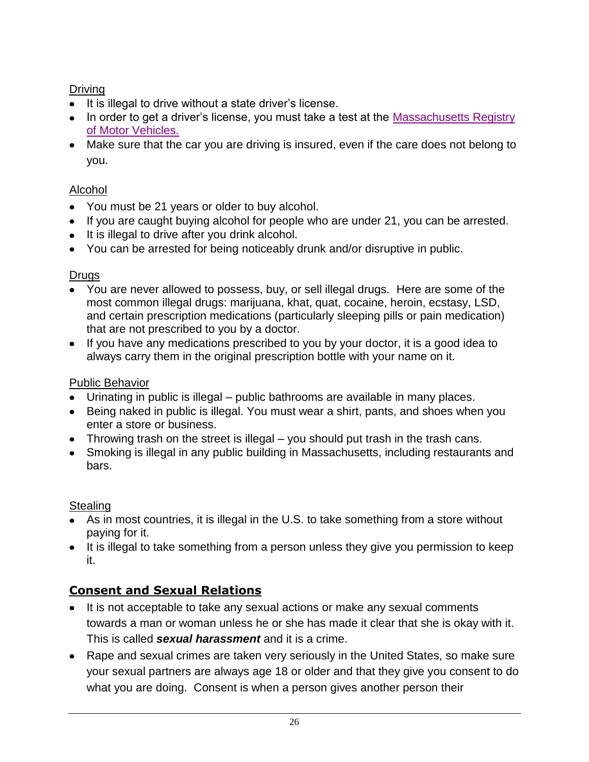Driving

- It is illegal to drive without a state driver's license.
- In order to get a driver's license, you must take a test at the Massachusetts Registry of Motor Vehicles.
- Make sure that the car you are driving is insured, even if the care does not belong to you.

Alcohol

- You must be 21 years or older to buy alcohol.
- If you are caught buying alcohol for people who are under 21, you can be arrested.
- It is illegal to drive after you drink alcohol.
- You can be arrested for being noticeably drunk and/or disruptive in public.

Drugs

- You are never allowed to possess, buy, or sell illegal drugs. Here are some of the most common illegal drugs: marijuana, khat, quat, cocaine, heroin, ecstasy, LSD, and certain prescription medications (particularly sleeping pills or pain medication) that are not prescribed to you by a doctor.
- If you have any medications prescribed to you by your doctor, it is a good idea to always carry them in the original prescription bottle with your name on it.

Public Behavior

- Urinating in public is illegal – public bathrooms are available in many places.
- Being naked in public is illegal. You must wear a shirt, pants, and shoes when you enter a store or business.
- Throwing trash on the street is illegal – you should put trash in the trash cans.
- Smoking is illegal in any public building in Massachusetts, including restaurants and bars.

Stealing

- As in most countries, it is illegal in the U.S. to take something from a store without paying for it.
- It is illegal to take something from a person unless they give you permission to keep it.

## Consent and Sexual Relations

- It is not acceptable to take any sexual actions or make any sexual comments towards a man or woman unless he or she has made it clear that she is okay with it. This is called ***sexual harassment*** and it is a crime.
- Rape and sexual crimes are taken very seriously in the United States, so make sure your sexual partners are always age 18 or older and that they give you consent to do what you are doing. Consent is when a person gives another person their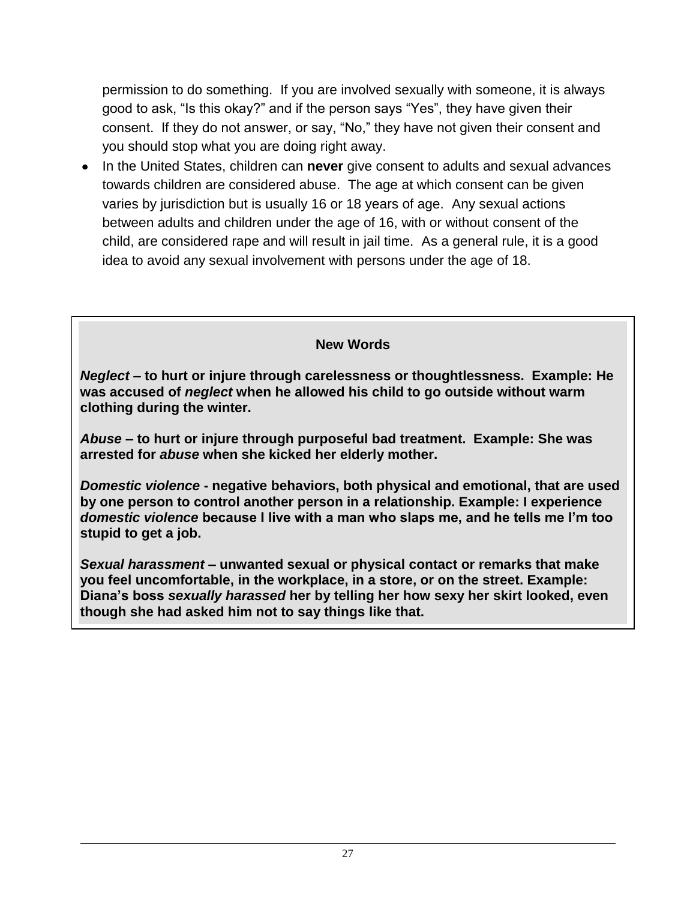permission to do something. If you are involved sexually with someone, it is always good to ask, "Is this okay?" and if the person says "Yes", they have given their consent. If they do not answer, or say, "No," they have not given their consent and you should stop what you are doing right away.

- In the United States, children can **never** give consent to adults and sexual advances towards children are considered abuse. The age at which consent can be given varies by jurisdiction but is usually 16 or 18 years of age. Any sexual actions between adults and children under the age of 16, with or without consent of the child, are considered rape and will result in jail time. As a general rule, it is a good idea to avoid any sexual involvement with persons under the age of 18.

**New Words**

***Neglect*** **– to hurt or injure through carelessness or thoughtlessness. Example: He was accused of *neglect* when he allowed his child to go outside without warm clothing during the winter.**

***Abuse*** **– to hurt or injure through purposeful bad treatment. Example: She was arrested for *abuse* when she kicked her elderly mother.**

***Domestic violence*** **- negative behaviors, both physical and emotional, that are used by one person to control another person in a relationship. Example: I experience *domestic violence* because I live with a man who slaps me, and he tells me I'm too stupid to get a job.**

***Sexual harassment*** **– unwanted sexual or physical contact or remarks that make you feel uncomfortable, in the workplace, in a store, or on the street. Example: Diana's boss *sexually harassed* her by telling her how sexy her skirt looked, even though she had asked him not to say things like that.**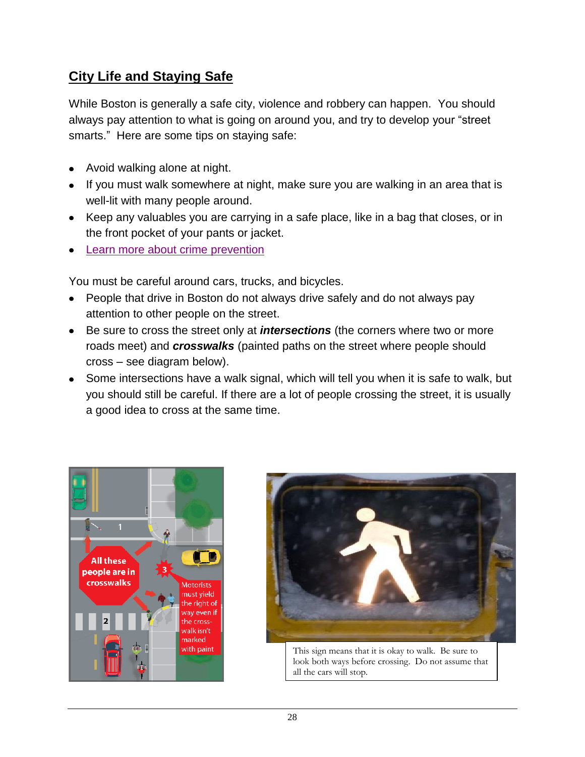## City Life and Staying Safe

While Boston is generally a safe city, violence and robbery can happen. You should always pay attention to what is going on around you, and try to develop your "street smarts." Here are some tips on staying safe:

- Avoid walking alone at night.
- If you must walk somewhere at night, make sure you are walking in an area that is well-lit with many people around.
- Keep any valuables you are carrying in a safe place, like in a bag that closes, or in the front pocket of your pants or jacket.
- Learn more about crime prevention

You must be careful around cars, trucks, and bicycles.

- People that drive in Boston do not always drive safely and do not always pay attention to other people on the street.
- Be sure to cross the street only at ***intersections*** (the corners where two or more roads meet) and ***crosswalks*** (painted paths on the street where people should cross – see diagram below).
- Some intersections have a walk signal, which will tell you when it is safe to walk, but you should still be careful. If there are a lot of people crossing the street, it is usually a good idea to cross at the same time.

This sign means that it is okay to walk. Be sure to look both ways before crossing. Do not assume that all the cars will stop.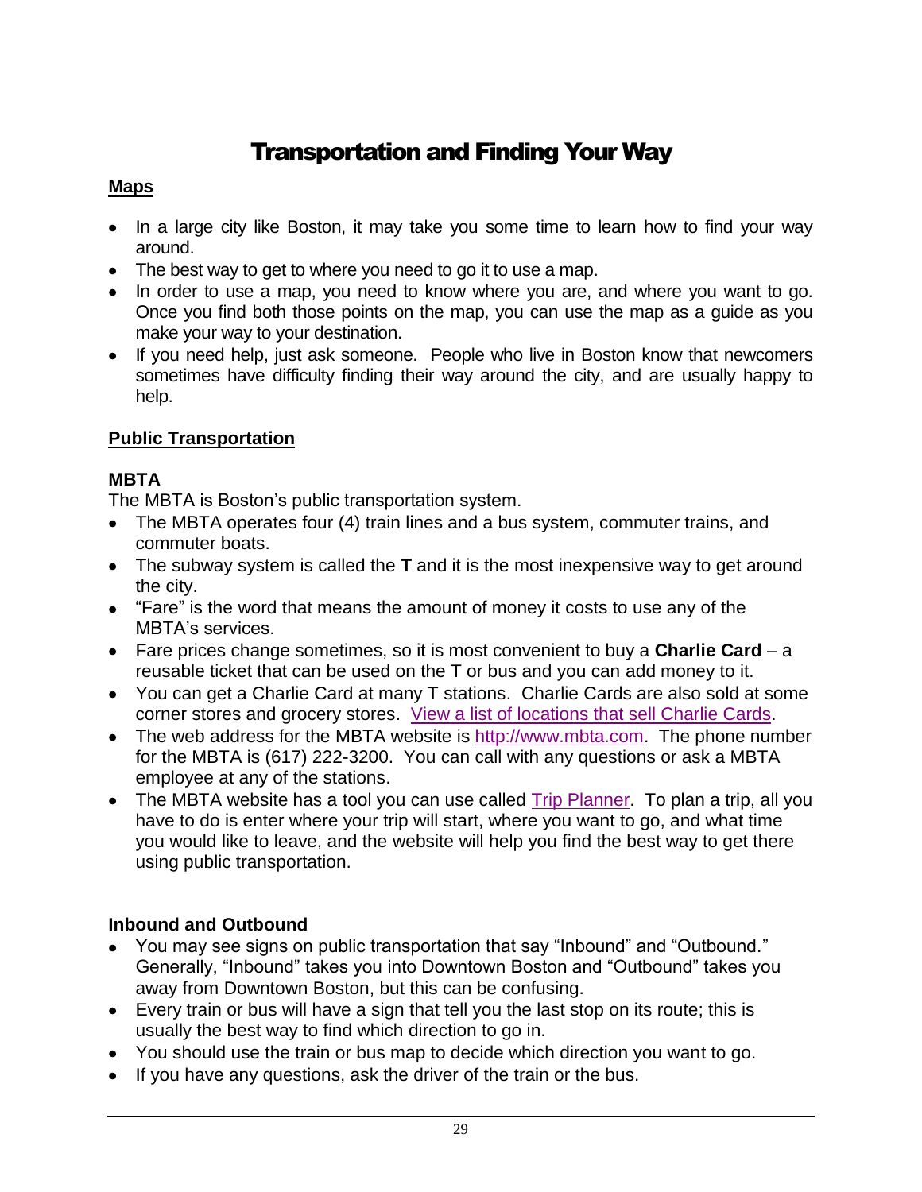# Transportation and Finding Your Way

## Maps

- In a large city like Boston, it may take you some time to learn how to find your way around.
- The best way to get to where you need to go it to use a map.
- In order to use a map, you need to know where you are, and where you want to go. Once you find both those points on the map, you can use the map as a guide as you make your way to your destination.
- If you need help, just ask someone. People who live in Boston know that newcomers sometimes have difficulty finding their way around the city, and are usually happy to help.

## Public Transportation

### MBTA

The MBTA is Boston's public transportation system.

- The MBTA operates four (4) train lines and a bus system, commuter trains, and commuter boats.
- The subway system is called the **T** and it is the most inexpensive way to get around the city.
- "Fare" is the word that means the amount of money it costs to use any of the MBTA's services.
- Fare prices change sometimes, so it is most convenient to buy a **Charlie Card** – a reusable ticket that can be used on the T or bus and you can add money to it.
- You can get a Charlie Card at many T stations. Charlie Cards are also sold at some corner stores and grocery stores. View a list of locations that sell Charlie Cards.
- The web address for the MBTA website is http://www.mbta.com. The phone number for the MBTA is (617) 222-3200. You can call with any questions or ask a MBTA employee at any of the stations.
- The MBTA website has a tool you can use called Trip Planner. To plan a trip, all you have to do is enter where your trip will start, where you want to go, and what time you would like to leave, and the website will help you find the best way to get there using public transportation.

### Inbound and Outbound

- You may see signs on public transportation that say "Inbound" and "Outbound." Generally, "Inbound" takes you into Downtown Boston and "Outbound" takes you away from Downtown Boston, but this can be confusing.
- Every train or bus will have a sign that tell you the last stop on its route; this is usually the best way to find which direction to go in.
- You should use the train or bus map to decide which direction you want to go.
- If you have any questions, ask the driver of the train or the bus.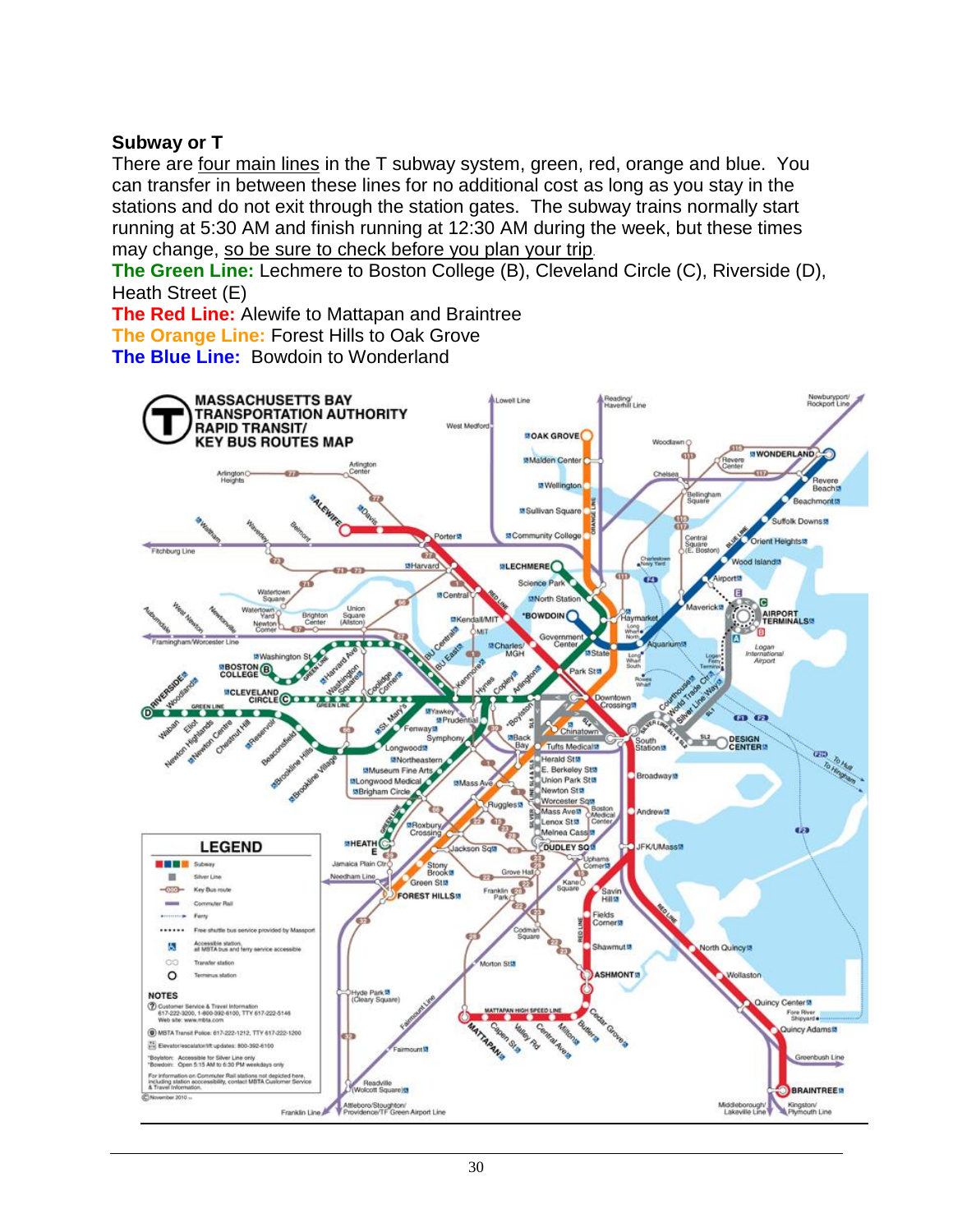## Subway or T

There are four main lines in the T subway system, green, red, orange and blue. You can transfer in between these lines for no additional cost as long as you stay in the stations and do not exit through the station gates. The subway trains normally start running at 5:30 AM and finish running at 12:30 AM during the week, but these times may change, so be sure to check before you plan your trip.

**The Green Line:** Lechmere to Boston College (B), Cleveland Circle (C), Riverside (D), Heath Street (E)

**The Red Line:** Alewife to Mattapan and Braintree

**The Orange Line:** Forest Hills to Oak Grove

**The Blue Line:** Bowdoin to Wonderland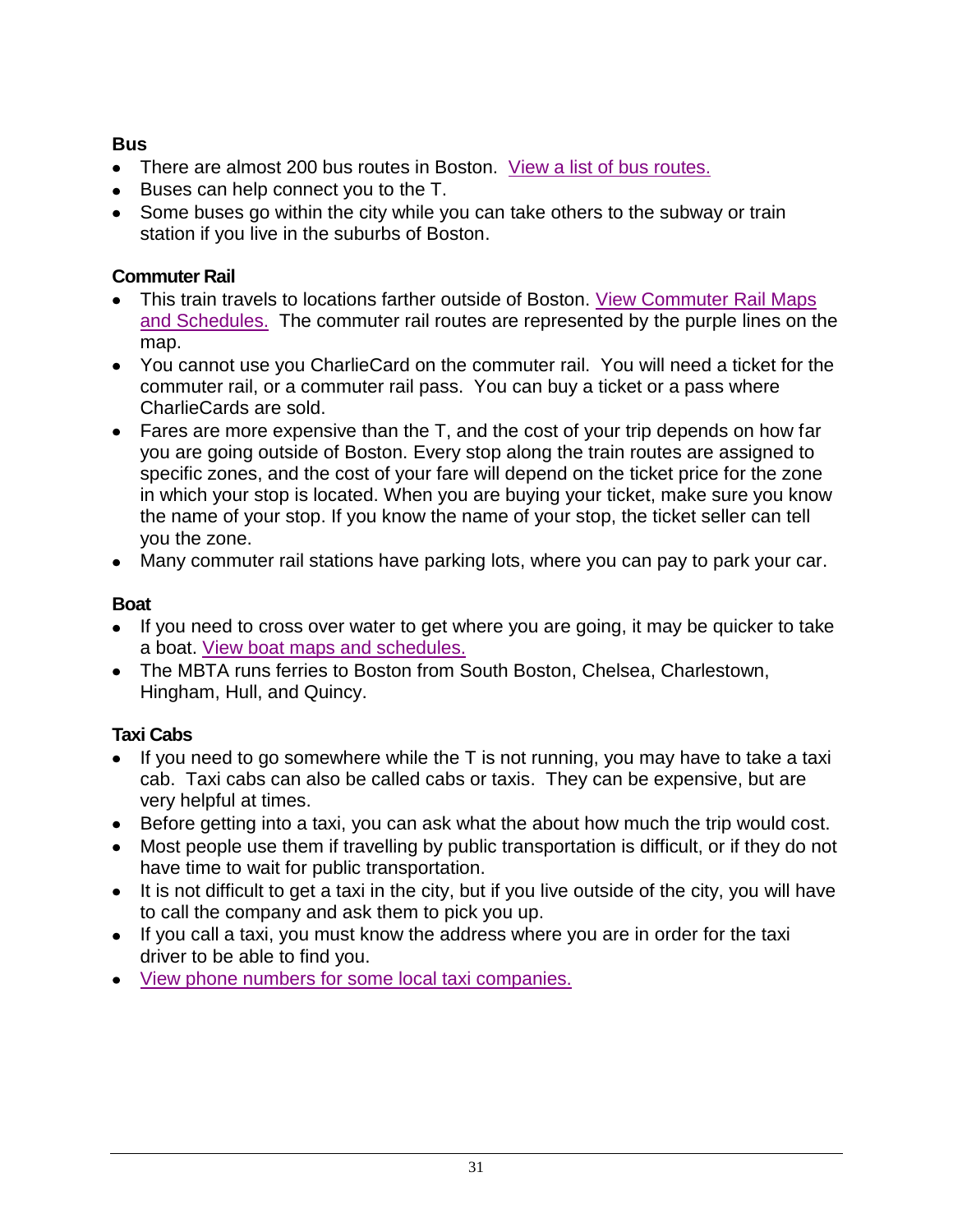### Bus

- There are almost 200 bus routes in Boston. View a list of bus routes.
- Buses can help connect you to the T.
- Some buses go within the city while you can take others to the subway or train station if you live in the suburbs of Boston.

### Commuter Rail

- This train travels to locations farther outside of Boston. View Commuter Rail Maps and Schedules. The commuter rail routes are represented by the purple lines on the map.
- You cannot use you CharlieCard on the commuter rail. You will need a ticket for the commuter rail, or a commuter rail pass. You can buy a ticket or a pass where CharlieCards are sold.
- Fares are more expensive than the T, and the cost of your trip depends on how far you are going outside of Boston. Every stop along the train routes are assigned to specific zones, and the cost of your fare will depend on the ticket price for the zone in which your stop is located. When you are buying your ticket, make sure you know the name of your stop. If you know the name of your stop, the ticket seller can tell you the zone.
- Many commuter rail stations have parking lots, where you can pay to park your car.

### Boat

- If you need to cross over water to get where you are going, it may be quicker to take a boat. View boat maps and schedules.
- The MBTA runs ferries to Boston from South Boston, Chelsea, Charlestown, Hingham, Hull, and Quincy.

### Taxi Cabs

- If you need to go somewhere while the T is not running, you may have to take a taxi cab. Taxi cabs can also be called cabs or taxis. They can be expensive, but are very helpful at times.
- Before getting into a taxi, you can ask what the about how much the trip would cost.
- Most people use them if travelling by public transportation is difficult, or if they do not have time to wait for public transportation.
- It is not difficult to get a taxi in the city, but if you live outside of the city, you will have to call the company and ask them to pick you up.
- If you call a taxi, you must know the address where you are in order for the taxi driver to be able to find you.
- View phone numbers for some local taxi companies.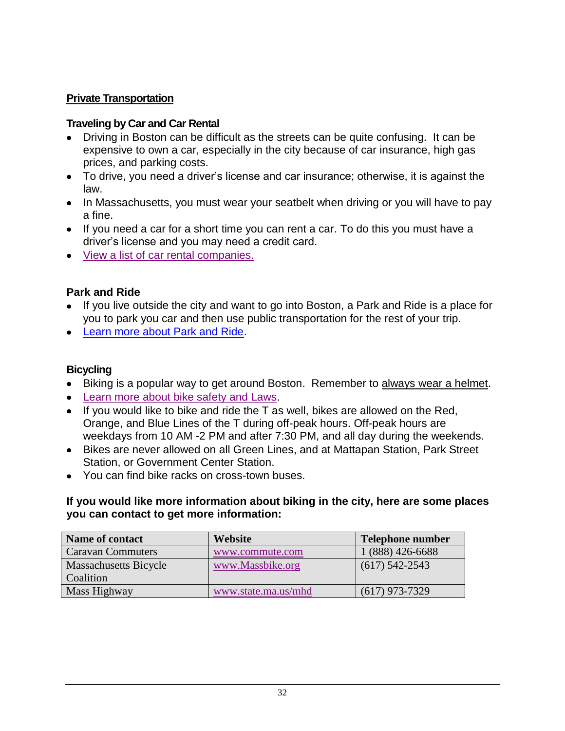## Private Transportation

### Traveling by Car and Car Rental

- Driving in Boston can be difficult as the streets can be quite confusing. It can be expensive to own a car, especially in the city because of car insurance, high gas prices, and parking costs.
- To drive, you need a driver's license and car insurance; otherwise, it is against the law.
- In Massachusetts, you must wear your seatbelt when driving or you will have to pay a fine.
- If you need a car for a short time you can rent a car. To do this you must have a driver's license and you may need a credit card.
- View a list of car rental companies.

### Park and Ride

- If you live outside the city and want to go into Boston, a Park and Ride is a place for you to park you car and then use public transportation for the rest of your trip.
- Learn more about Park and Ride.

### Bicycling

- Biking is a popular way to get around Boston. Remember to always wear a helmet.
- Learn more about bike safety and Laws.
- If you would like to bike and ride the T as well, bikes are allowed on the Red, Orange, and Blue Lines of the T during off-peak hours. Off-peak hours are weekdays from 10 AM -2 PM and after 7:30 PM, and all day during the weekends.
- Bikes are never allowed on all Green Lines, and at Mattapan Station, Park Street Station, or Government Center Station.
- You can find bike racks on cross-town buses.

**If you would like more information about biking in the city, here are some places you can contact to get more information:**

| Name of contact | Website | Telephone number |
|---|---|---|
| Caravan Commuters | www.commute.com | 1 (888) 426-6688 |
| Massachusetts Bicycle Coalition | www.Massbike.org | (617) 542-2543 |
| Mass Highway | www.state.ma.us/mhd | (617) 973-7329 |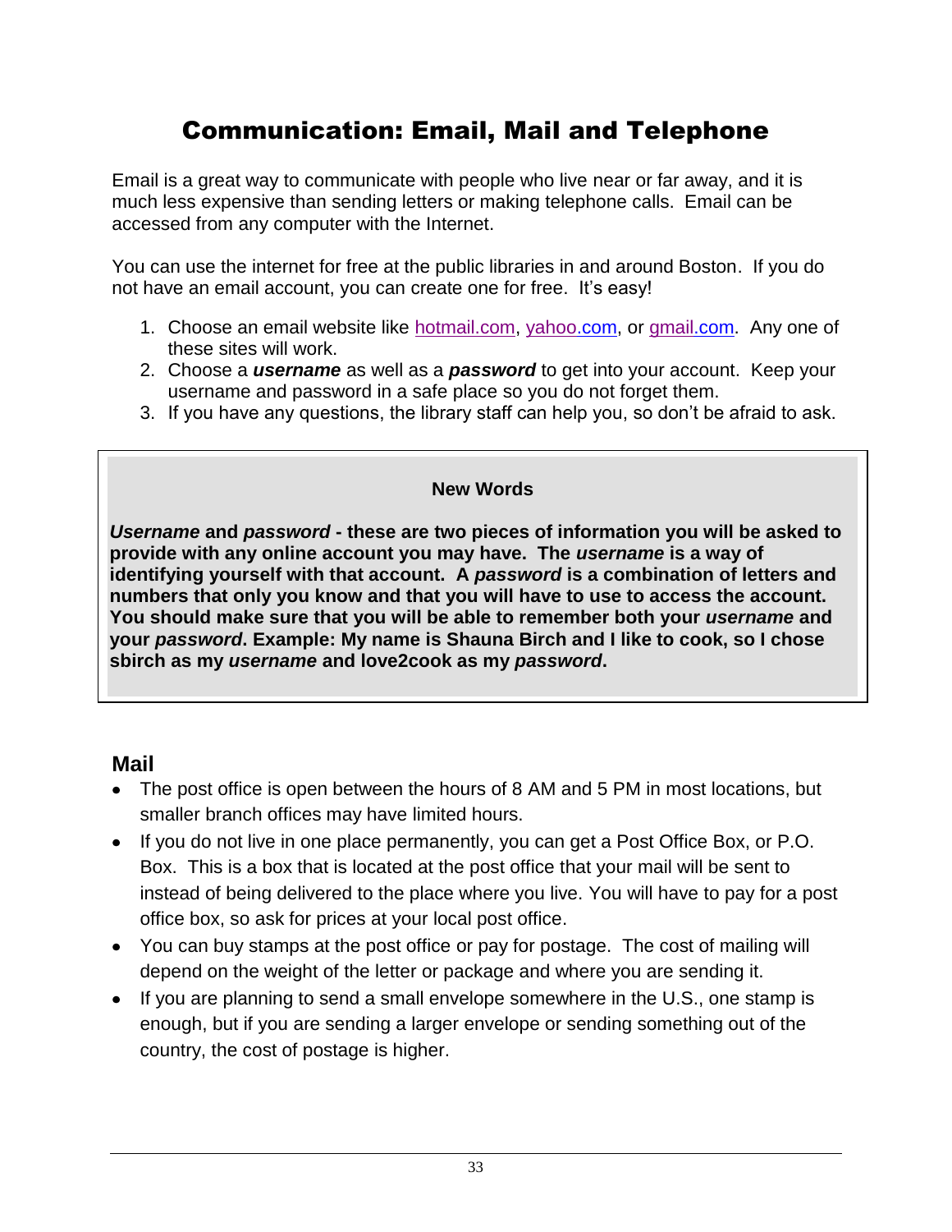# Communication: Email, Mail and Telephone

Email is a great way to communicate with people who live near or far away, and it is much less expensive than sending letters or making telephone calls. Email can be accessed from any computer with the Internet.

You can use the internet for free at the public libraries in and around Boston. If you do not have an email account, you can create one for free. It's easy!

1. Choose an email website like hotmail.com, yahoo.com, or gmail.com. Any one of these sites will work.
2. Choose a ***username*** as well as a ***password*** to get into your account. Keep your username and password in a safe place so you do not forget them.
3. If you have any questions, the library staff can help you, so don't be afraid to ask.

**New Words**

***Username* and *password* - these are two pieces of information you will be asked to provide with any online account you may have. The *username* is a way of identifying yourself with that account. A *password* is a combination of letters and numbers that only you know and that you will have to use to access the account. You should make sure that you will be able to remember both your *username* and your *password*. Example: My name is Shauna Birch and I like to cook, so I chose sbirch as my *username* and love2cook as my *password*.**

## Mail

- The post office is open between the hours of 8 AM and 5 PM in most locations, but smaller branch offices may have limited hours.
- If you do not live in one place permanently, you can get a Post Office Box, or P.O. Box. This is a box that is located at the post office that your mail will be sent to instead of being delivered to the place where you live. You will have to pay for a post office box, so ask for prices at your local post office.
- You can buy stamps at the post office or pay for postage. The cost of mailing will depend on the weight of the letter or package and where you are sending it.
- If you are planning to send a small envelope somewhere in the U.S., one stamp is enough, but if you are sending a larger envelope or sending something out of the country, the cost of postage is higher.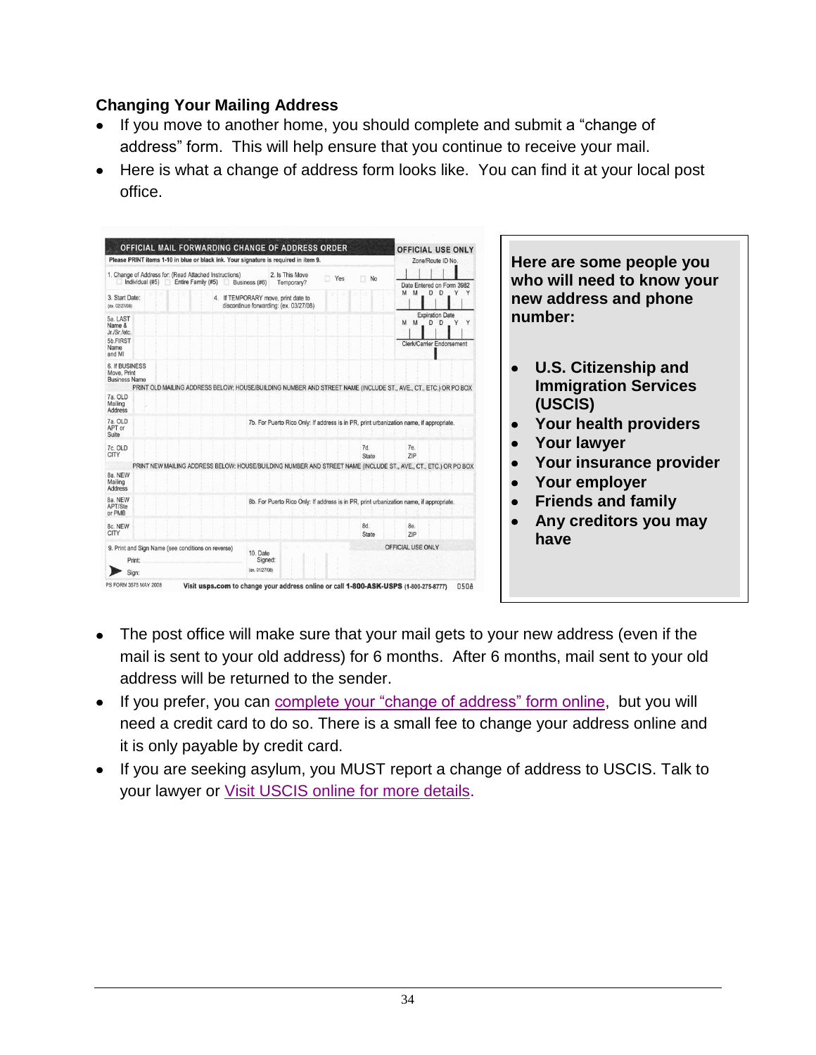## Changing Your Mailing Address

- If you move to another home, you should complete and submit a "change of address" form. This will help ensure that you continue to receive your mail.
- Here is what a change of address form looks like. You can find it at your local post office.

OFFICIAL MAIL FORWARDING CHANGE OF ADDRESS ORDER

Please PRINT items 1-10 in blue or black ink. Your signature is required in item 9.

| | |
|---|---|
| 1. Change of Address for: (Read Attached Instructions) Individual (#5) Entire Family (#5) Business (#6) | 2. Is This Move Temporary? Yes No |
| 3. Start Date: (ex. 02/27/08) | 4. If TEMPORARY move, print date to discontinue forwarding: (ex. 03/27/08) |
| 5a. LAST Name & Jr./Sr./etc. | |
| 5b. FIRST Name and MI | |
| 6. If BUSINESS Move, Print Business Name | |
| PRINT OLD MAILING ADDRESS BELOW: HOUSE/BUILDING NUMBER AND STREET NAME (INCLUDE ST., AVE., CT., ETC.) OR PO BOX | |
| 7a. OLD Mailing Address | |
| 7a. OLD APT or Suite | 7b. For Puerto Rico Only: If address is in PR, print urbanization name, if appropriate. |
| 7c. OLD CITY | 7d. State 7e. ZIP |
| PRINT NEW MAILING ADDRESS BELOW: HOUSE/BUILDING NUMBER AND STREET NAME (INCLUDE ST., AVE., CT., ETC.) OR PO BOX | |
| 8a. NEW Mailing Address | |
| 8a. NEW APT/Ste or PMB | 8b. For Puerto Rico Only: If address is in PR, print urbanization name, if appropriate. |
| 8c. NEW CITY | 8d. State 8e. ZIP |
| 9. Print and Sign Name (see conditions on reverse) Print: Sign: | 10. Date Signed: (ex. 01/27/08) |

OFFICIAL USE ONLY: Zone/Route ID No.; Date Entered on Form 3982 (M M D D Y Y); Expiration Date (M M D D Y Y); Clerk/Carrier Endorsement

PS FORM 3575 MAY 2008 — Visit usps.com to change your address online or call 1-800-ASK-USPS (1-800-275-8777) 0508

**Here are some people you who will need to know your new address and phone number:**

- **U.S. Citizenship and Immigration Services (USCIS)**
- **Your health providers**
- **Your lawyer**
- **Your insurance provider**
- **Your employer**
- **Friends and family**
- **Any creditors you may have**

- The post office will make sure that your mail gets to your new address (even if the mail is sent to your old address) for 6 months. After 6 months, mail sent to your old address will be returned to the sender.
- If you prefer, you can complete your "change of address" form online, but you will need a credit card to do so. There is a small fee to change your address online and it is only payable by credit card.
- If you are seeking asylum, you MUST report a change of address to USCIS. Talk to your lawyer or Visit USCIS online for more details.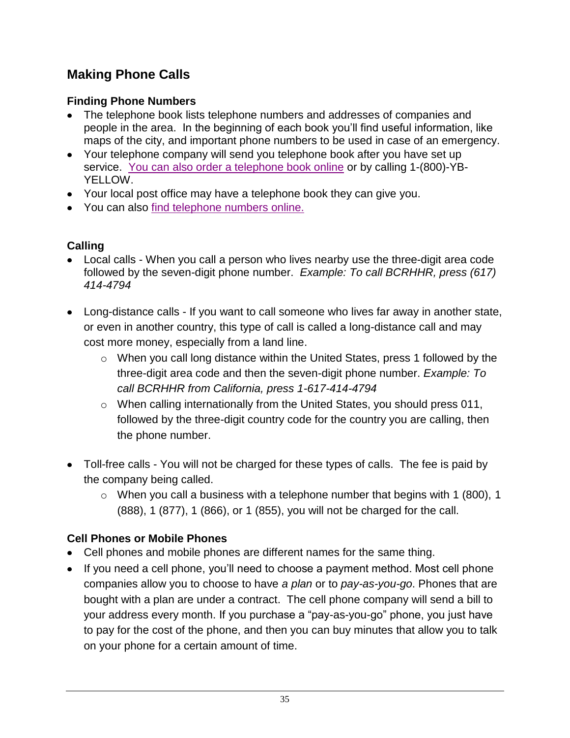## Making Phone Calls

### Finding Phone Numbers

- The telephone book lists telephone numbers and addresses of companies and people in the area. In the beginning of each book you'll find useful information, like maps of the city, and important phone numbers to be used in case of an emergency.
- Your telephone company will send you telephone book after you have set up service. You can also order a telephone book online or by calling 1-(800)-YB-YELLOW.
- Your local post office may have a telephone book they can give you.
- You can also find telephone numbers online.

### Calling

- Local calls - When you call a person who lives nearby use the three-digit area code followed by the seven-digit phone number. *Example: To call BCRHHR, press (617) 414-4794*
- Long-distance calls - If you want to call someone who lives far away in another state, or even in another country, this type of call is called a long-distance call and may cost more money, especially from a land line.
  - When you call long distance within the United States, press 1 followed by the three-digit area code and then the seven-digit phone number. *Example: To call BCRHHR from California, press 1-617-414-4794*
  - When calling internationally from the United States, you should press 011, followed by the three-digit country code for the country you are calling, then the phone number.
- Toll-free calls - You will not be charged for these types of calls. The fee is paid by the company being called.
  - When you call a business with a telephone number that begins with 1 (800), 1 (888), 1 (877), 1 (866), or 1 (855), you will not be charged for the call.

### Cell Phones or Mobile Phones

- Cell phones and mobile phones are different names for the same thing.
- If you need a cell phone, you'll need to choose a payment method. Most cell phone companies allow you to choose to have *a plan* or to *pay-as-you-go*. Phones that are bought with a plan are under a contract. The cell phone company will send a bill to your address every month. If you purchase a "pay-as-you-go" phone, you just have to pay for the cost of the phone, and then you can buy minutes that allow you to talk on your phone for a certain amount of time.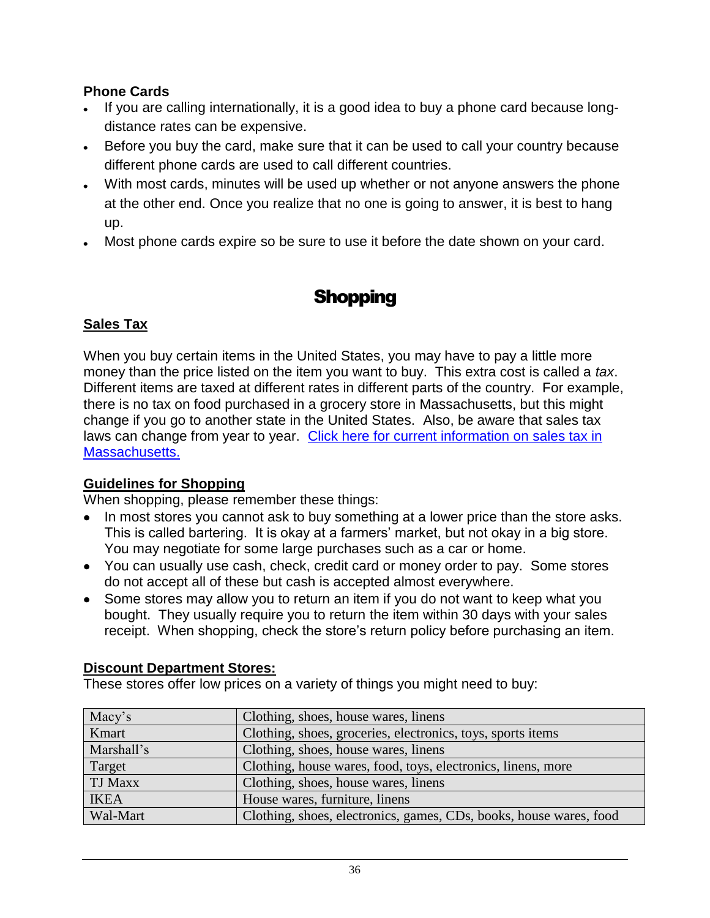### Phone Cards

- If you are calling internationally, it is a good idea to buy a phone card because long-distance rates can be expensive.
- Before you buy the card, make sure that it can be used to call your country because different phone cards are used to call different countries.
- With most cards, minutes will be used up whether or not anyone answers the phone at the other end. Once you realize that no one is going to answer, it is best to hang up.
- Most phone cards expire so be sure to use it before the date shown on your card.

## Shopping

### Sales Tax

When you buy certain items in the United States, you may have to pay a little more money than the price listed on the item you want to buy. This extra cost is called a *tax*. Different items are taxed at different rates in different parts of the country. For example, there is no tax on food purchased in a grocery store in Massachusetts, but this might change if you go to another state in the United States. Also, be aware that sales tax laws can change from year to year. Click here for current information on sales tax in Massachusetts.

### Guidelines for Shopping

When shopping, please remember these things:

- In most stores you cannot ask to buy something at a lower price than the store asks. This is called bartering. It is okay at a farmers' market, but not okay in a big store. You may negotiate for some large purchases such as a car or home.
- You can usually use cash, check, credit card or money order to pay. Some stores do not accept all of these but cash is accepted almost everywhere.
- Some stores may allow you to return an item if you do not want to keep what you bought. They usually require you to return the item within 30 days with your sales receipt. When shopping, check the store's return policy before purchasing an item.

### Discount Department Stores:

These stores offer low prices on a variety of things you might need to buy:

| Store | Items |
|---|---|
| Macy's | Clothing, shoes, house wares, linens |
| Kmart | Clothing, shoes, groceries, electronics, toys, sports items |
| Marshall's | Clothing, shoes, house wares, linens |
| Target | Clothing, house wares, food, toys, electronics, linens, more |
| TJ Maxx | Clothing, shoes, house wares, linens |
| IKEA | House wares, furniture, linens |
| Wal-Mart | Clothing, shoes, electronics, games, CDs, books, house wares, food |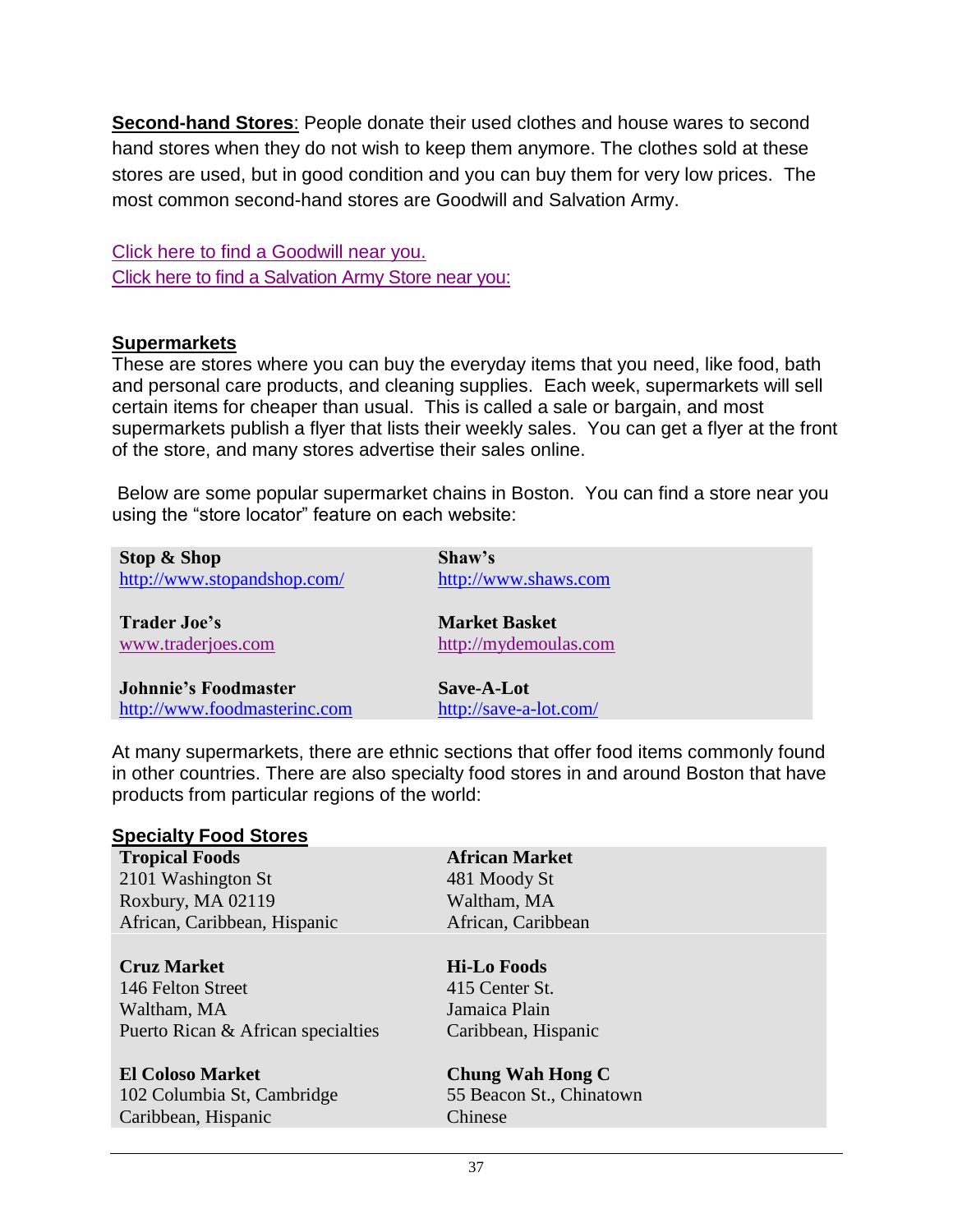**Second-hand Stores**: People donate their used clothes and house wares to second hand stores when they do not wish to keep them anymore. The clothes sold at these stores are used, but in good condition and you can buy them for very low prices. The most common second-hand stores are Goodwill and Salvation Army.

Click here to find a Goodwill near you.
Click here to find a Salvation Army Store near you:

## Supermarkets

These are stores where you can buy the everyday items that you need, like food, bath and personal care products, and cleaning supplies. Each week, supermarkets will sell certain items for cheaper than usual. This is called a sale or bargain, and most supermarkets publish a flyer that lists their weekly sales. You can get a flyer at the front of the store, and many stores advertise their sales online.

Below are some popular supermarket chains in Boston. You can find a store near you using the "store locator" feature on each website:

| | |
|---|---|
| **Stop & Shop**<br>http://www.stopandshop.com/ | **Shaw's**<br>http://www.shaws.com |
| **Trader Joe's**<br>www.traderjoes.com | **Market Basket**<br>http://mydemoulas.com |
| **Johnnie's Foodmaster**<br>http://www.foodmasterinc.com | **Save-A-Lot**<br>http://save-a-lot.com/ |

At many supermarkets, there are ethnic sections that offer food items commonly found in other countries. There are also specialty food stores in and around Boston that have products from particular regions of the world:

## Specialty Food Stores

| | |
|---|---|
| **Tropical Foods**<br>2101 Washington St<br>Roxbury, MA 02119<br>African, Caribbean, Hispanic | **African Market**<br>481 Moody St<br>Waltham, MA<br>African, Caribbean |
| **Cruz Market**<br>146 Felton Street<br>Waltham, MA<br>Puerto Rican & African specialties | **Hi-Lo Foods**<br>415 Center St.<br>Jamaica Plain<br>Caribbean, Hispanic |
| **El Coloso Market**<br>102 Columbia St, Cambridge<br>Caribbean, Hispanic | **Chung Wah Hong C**<br>55 Beacon St., Chinatown<br>Chinese |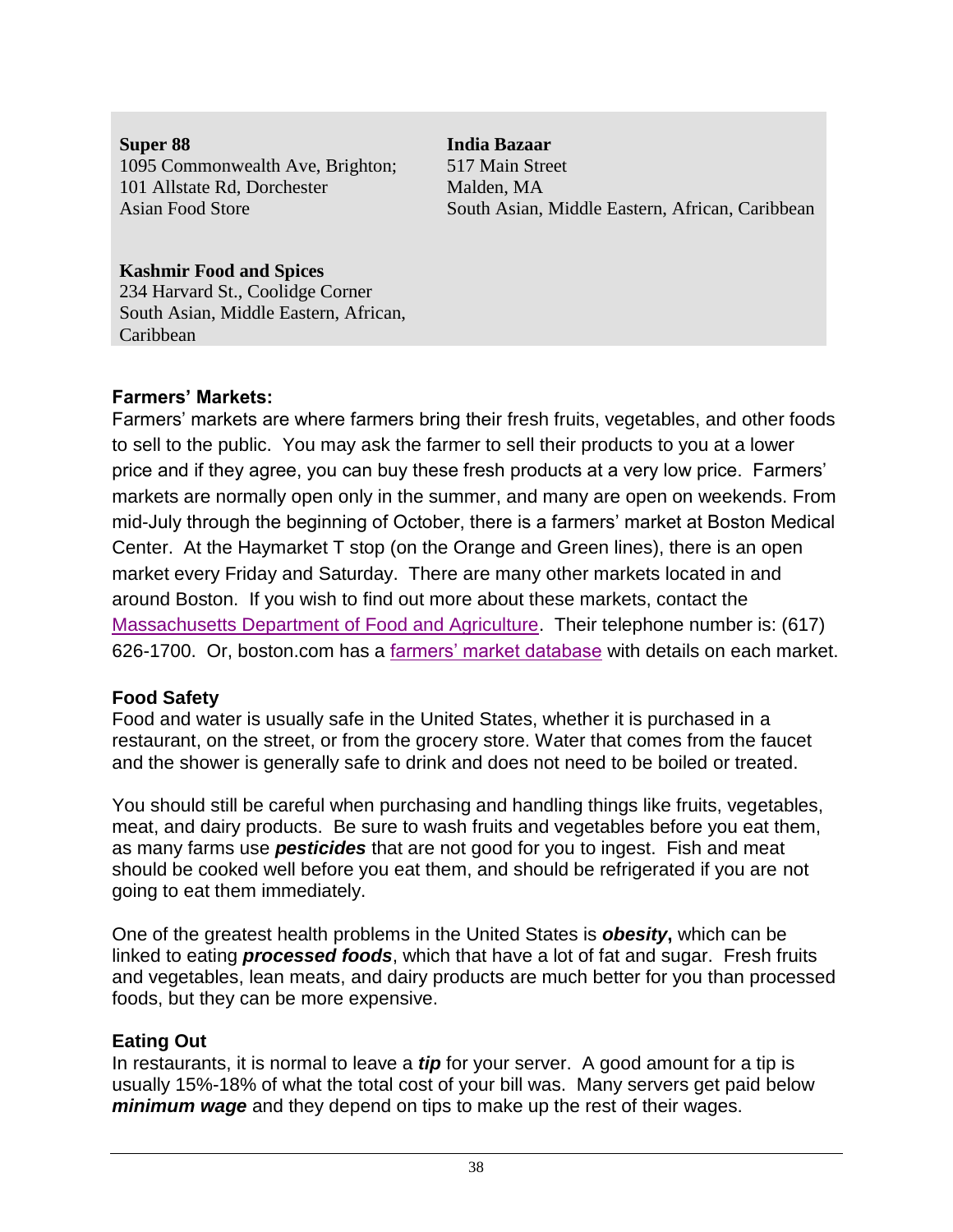**Super 88**
1095 Commonwealth Ave, Brighton;
101 Allstate Rd, Dorchester
Asian Food Store

**India Bazaar**
517 Main Street
Malden, MA
South Asian, Middle Eastern, African, Caribbean

**Kashmir Food and Spices**
234 Harvard St., Coolidge Corner
South Asian, Middle Eastern, African, Caribbean

### Farmers' Markets:

Farmers' markets are where farmers bring their fresh fruits, vegetables, and other foods to sell to the public. You may ask the farmer to sell their products to you at a lower price and if they agree, you can buy these fresh products at a very low price. Farmers' markets are normally open only in the summer, and many are open on weekends. From mid-July through the beginning of October, there is a farmers' market at Boston Medical Center. At the Haymarket T stop (on the Orange and Green lines), there is an open market every Friday and Saturday. There are many other markets located in and around Boston. If you wish to find out more about these markets, contact the Massachusetts Department of Food and Agriculture. Their telephone number is: (617) 626-1700. Or, boston.com has a farmers' market database with details on each market.

### Food Safety

Food and water is usually safe in the United States, whether it is purchased in a restaurant, on the street, or from the grocery store. Water that comes from the faucet and the shower is generally safe to drink and does not need to be boiled or treated.

You should still be careful when purchasing and handling things like fruits, vegetables, meat, and dairy products. Be sure to wash fruits and vegetables before you eat them, as many farms use ***pesticides*** that are not good for you to ingest. Fish and meat should be cooked well before you eat them, and should be refrigerated if you are not going to eat them immediately.

One of the greatest health problems in the United States is ***obesity*****,** which can be linked to eating ***processed foods***, which that have a lot of fat and sugar. Fresh fruits and vegetables, lean meats, and dairy products are much better for you than processed foods, but they can be more expensive.

### Eating Out

In restaurants, it is normal to leave a ***tip*** for your server. A good amount for a tip is usually 15%-18% of what the total cost of your bill was. Many servers get paid below ***minimum wage*** and they depend on tips to make up the rest of their wages.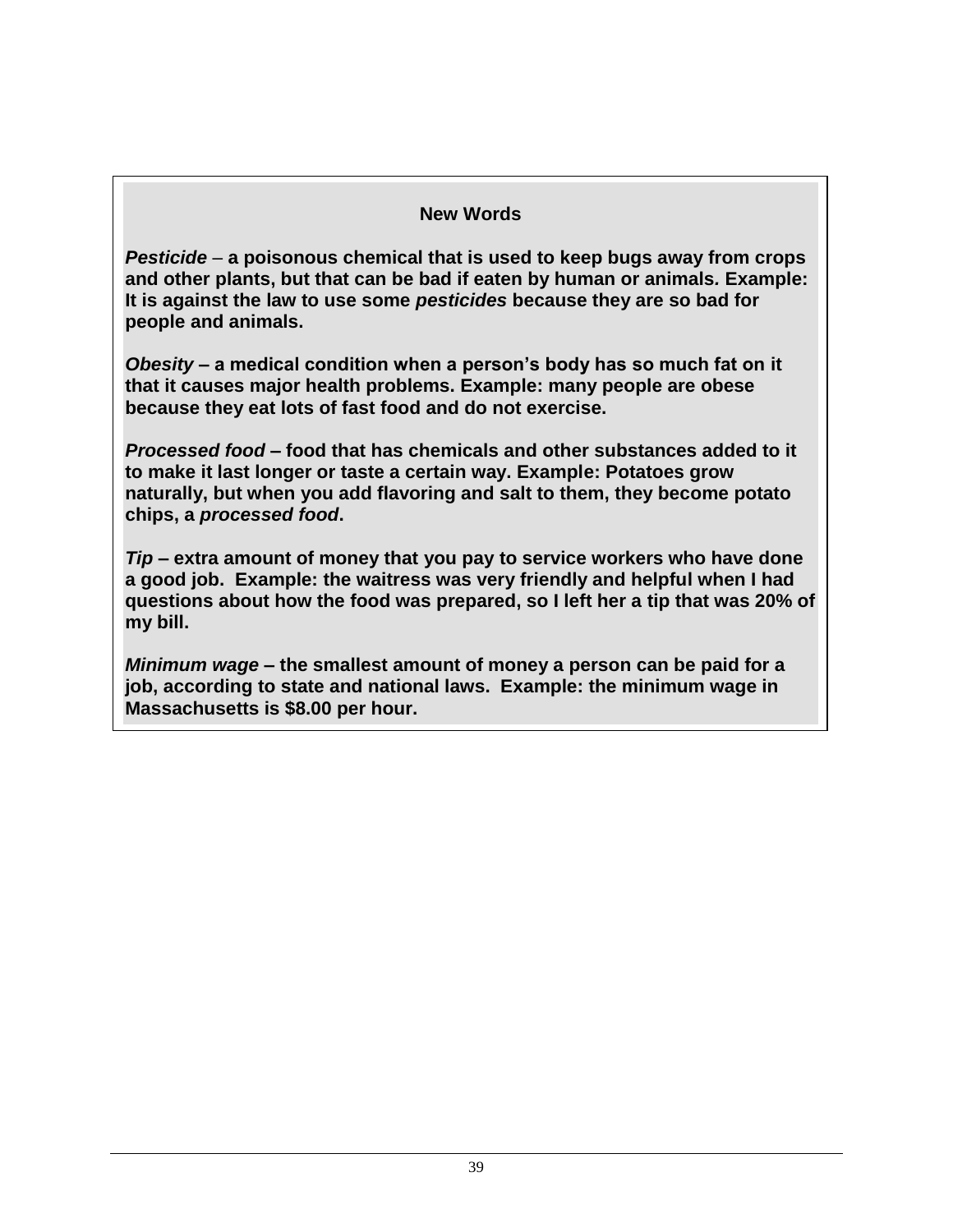**New Words**

***Pesticide*** – **a poisonous chemical that is used to keep bugs away from crops and other plants, but that can be bad if eaten by human or animals. Example: It is against the law to use some *pesticides* because they are so bad for people and animals.**

***Obesity*** **– a medical condition when a person's body has so much fat on it that it causes major health problems. Example: many people are obese because they eat lots of fast food and do not exercise.**

***Processed food*** **– food that has chemicals and other substances added to it to make it last longer or taste a certain way. Example: Potatoes grow naturally, but when you add flavoring and salt to them, they become potato chips, a *processed food*.**

***Tip*** **– extra amount of money that you pay to service workers who have done a good job. Example: the waitress was very friendly and helpful when I had questions about how the food was prepared, so I left her a tip that was 20% of my bill.**

***Minimum wage*** **– the smallest amount of money a person can be paid for a job, according to state and national laws. Example: the minimum wage in Massachusetts is $8.00 per hour.**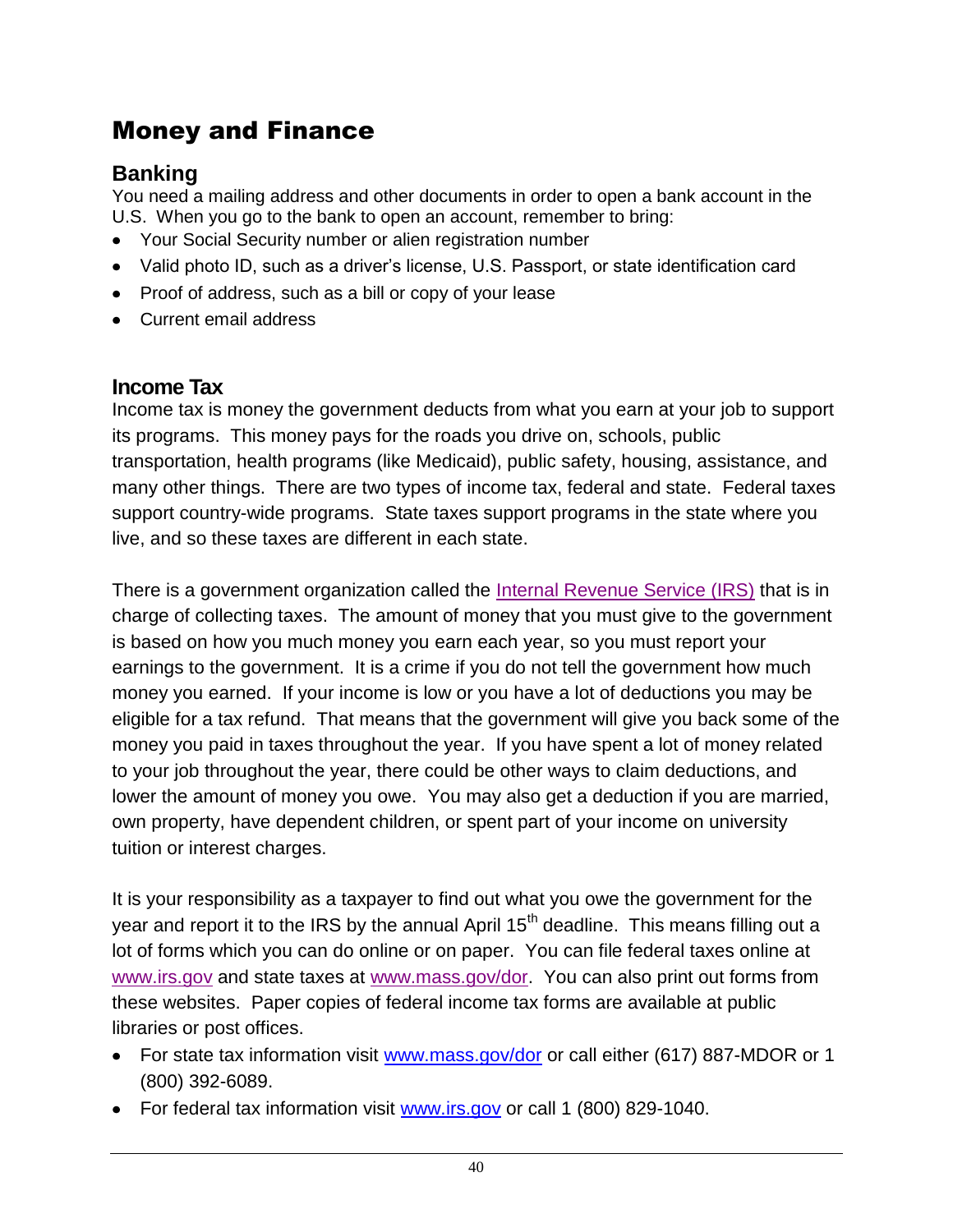# Money and Finance

## Banking

You need a mailing address and other documents in order to open a bank account in the U.S. When you go to the bank to open an account, remember to bring:

- Your Social Security number or alien registration number
- Valid photo ID, such as a driver's license, U.S. Passport, or state identification card
- Proof of address, such as a bill or copy of your lease
- Current email address

## Income Tax

Income tax is money the government deducts from what you earn at your job to support its programs. This money pays for the roads you drive on, schools, public transportation, health programs (like Medicaid), public safety, housing, assistance, and many other things. There are two types of income tax, federal and state. Federal taxes support country-wide programs. State taxes support programs in the state where you live, and so these taxes are different in each state.

There is a government organization called the [Internal Revenue Service (IRS)](http://www.irs.gov) that is in charge of collecting taxes. The amount of money that you must give to the government is based on how you much money you earn each year, so you must report your earnings to the government. It is a crime if you do not tell the government how much money you earned. If your income is low or you have a lot of deductions you may be eligible for a tax refund. That means that the government will give you back some of the money you paid in taxes throughout the year. If you have spent a lot of money related to your job throughout the year, there could be other ways to claim deductions, and lower the amount of money you owe. You may also get a deduction if you are married, own property, have dependent children, or spent part of your income on university tuition or interest charges.

It is your responsibility as a taxpayer to find out what you owe the government for the year and report it to the IRS by the annual April 15th deadline. This means filling out a lot of forms which you can do online or on paper. You can file federal taxes online at [www.irs.gov](http://www.irs.gov) and state taxes at [www.mass.gov/dor](http://www.mass.gov/dor). You can also print out forms from these websites. Paper copies of federal income tax forms are available at public libraries or post offices.

- For state tax information visit [www.mass.gov/dor](http://www.mass.gov/dor) or call either (617) 887-MDOR or 1 (800) 392-6089.
- For federal tax information visit [www.irs.gov](http://www.irs.gov) or call 1 (800) 829-1040.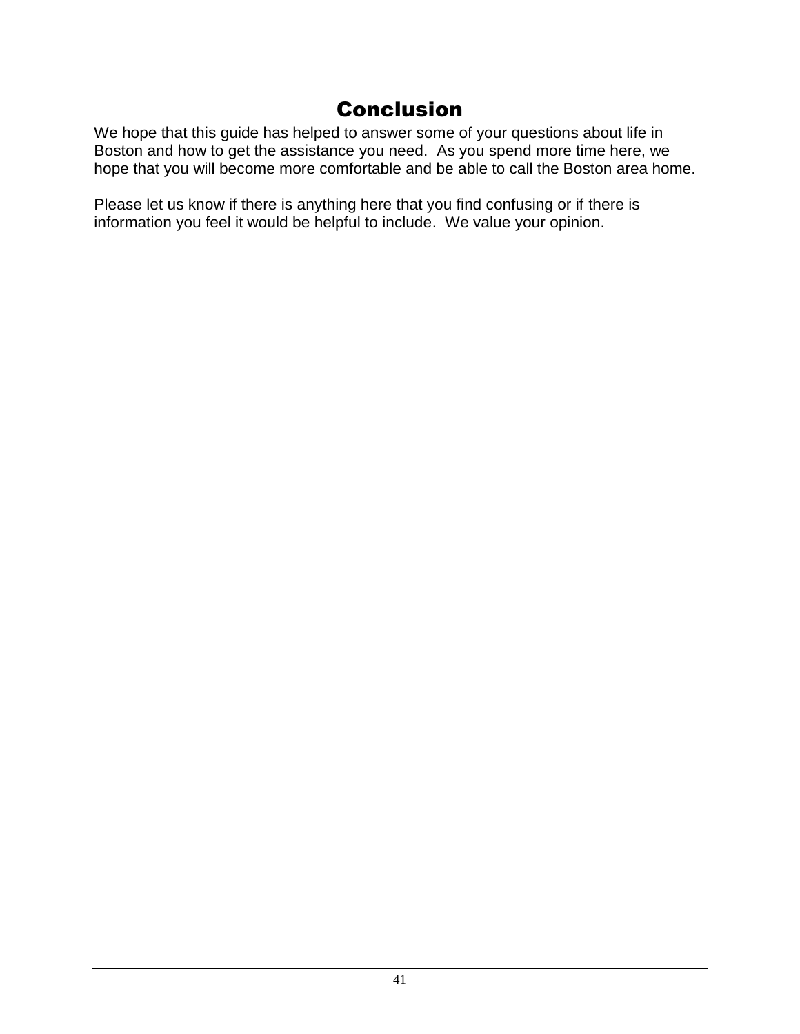# Conclusion

We hope that this guide has helped to answer some of your questions about life in Boston and how to get the assistance you need. As you spend more time here, we hope that you will become more comfortable and be able to call the Boston area home.

Please let us know if there is anything here that you find confusing or if there is information you feel it would be helpful to include. We value your opinion.